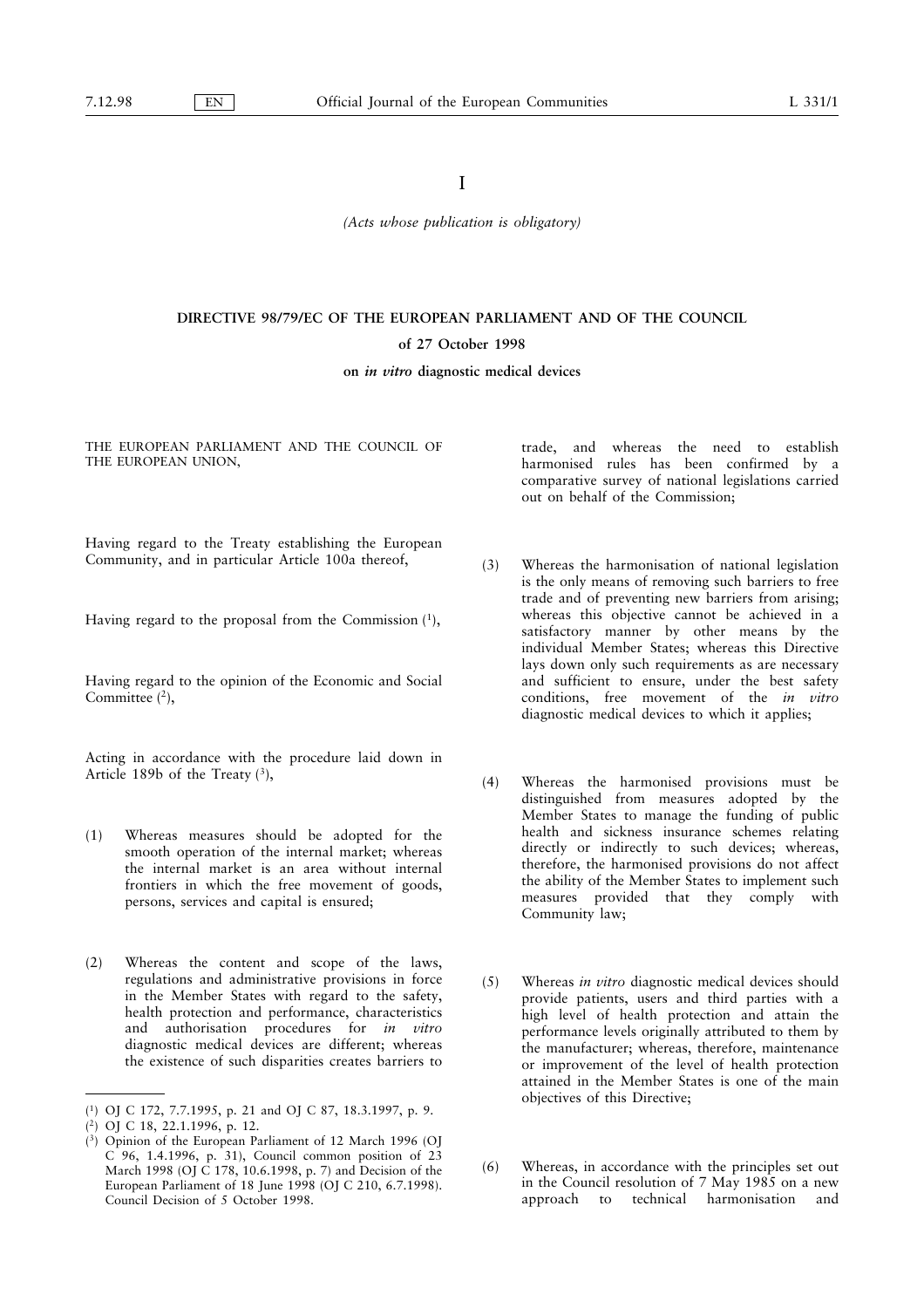I

*(Acts whose publication is obligatory)*

# DIRECTIVE 98/79/EC OF THE EUROPEAN PARLIAMENT AND OF THE COUNCIL

## of 27 October 1998

## on *in vitro* diagnostic medical devices

THE EUROPEAN PARLIAMENT AND THE COUNCIL OF THE EUROPEAN UNION,

Having regard to the Treaty establishing the European Community, and in particular Article 100a thereof,

Having regard to the proposal from the Commission [1],

Having regard to the opinion of the Economic and Social Committee [2],

Acting in accordance with the procedure laid down in Article 189b of the Treaty [3],

(1) Whereas measures should be adopted for the smooth operation of the internal market; whereas the internal market is an area without internal frontiers in which the free movement of goods, persons, services and capital is ensured;

(2) Whereas the content and scope of the laws, regulations and administrative provisions in force in the Member States with regard to the safety, health protection and performance, characteristics and authorisation procedures for *in vitro* diagnostic medical devices are different; whereas the existence of such disparities creates barriers to trade, and whereas the need to establish harmonised rules has been confirmed by a comparative survey of national legislations carried out on behalf of the Commission;

(3) Whereas the harmonisation of national legislation is the only means of removing such barriers to free trade and of preventing new barriers from arising; whereas this objective cannot be achieved in a satisfactory manner by other means by the individual Member States; whereas this Directive lays down only such requirements as are necessary and sufficient to ensure, under the best safety conditions, free movement of the *in vitro* diagnostic medical devices to which it applies;

(4) Whereas the harmonised provisions must be distinguished from measures adopted by the Member States to manage the funding of public health and sickness insurance schemes relating directly or indirectly to such devices; whereas, therefore, the harmonised provisions do not affect the ability of the Member States to implement such measures provided that they comply with Community law;

(5) Whereas *in vitro* diagnostic medical devices should provide patients, users and third parties with a high level of health protection and attain the performance levels originally attributed to them by the manufacturer; whereas, therefore, maintenance or improvement of the level of health protection attained in the Member States is one of the main objectives of this Directive;

(6) Whereas, in accordance with the principles set out in the Council resolution of 7 May 1985 on a new approach to technical harmonisation and

---

[1] OJ C 172, 7.7.1995, p. 21 and OJ C 87, 18.3.1997, p. 9.

[2] OJ C 18, 22.1.1996, p. 12.

[3] Opinion of the European Parliament of 12 March 1996 (OJ C 96, 1.4.1996, p. 31), Council common position of 23 March 1998 (OJ C 178, 10.6.1998, p. 7) and Decision of the European Parliament of 18 June 1998 (OJ C 210, 6.7.1998). Council Decision of 5 October 1998.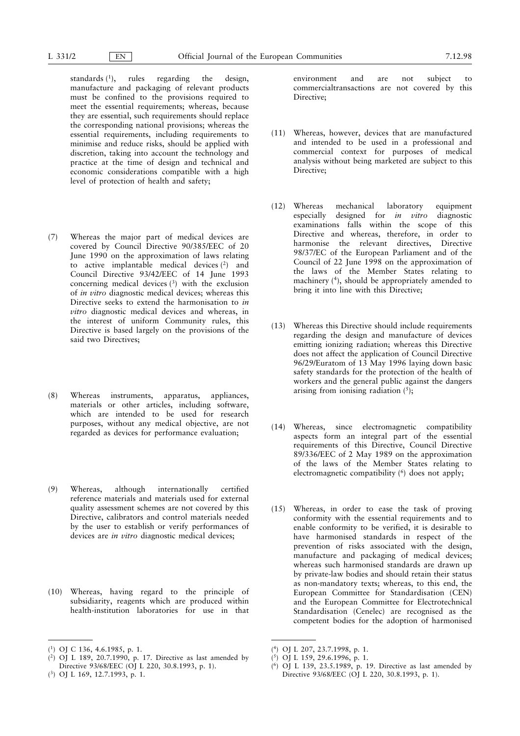standards [1], rules regarding the design, manufacture and packaging of relevant products must be confined to the provisions required to meet the essential requirements; whereas, because they are essential, such requirements should replace the corresponding national provisions; whereas the essential requirements, including requirements to minimise and reduce risks, should be applied with discretion, taking into account the technology and practice at the time of design and technical and economic considerations compatible with a high level of protection of health and safety;

(7) Whereas the major part of medical devices are covered by Council Directive 90/385/EEC of 20 June 1990 on the approximation of laws relating to active implantable medical devices [2] and Council Directive 93/42/EEC of 14 June 1993 concerning medical devices [3] with the exclusion of *in vitro* diagnostic medical devices; whereas this Directive seeks to extend the harmonisation to *in vitro* diagnostic medical devices and whereas, in the interest of uniform Community rules, this Directive is based largely on the provisions of the said two Directives;

(8) Whereas instruments, apparatus, appliances, materials or other articles, including software, which are intended to be used for research purposes, without any medical objective, are not regarded as devices for performance evaluation;

(9) Whereas, although internationally certified reference materials and materials used for external quality assessment schemes are not covered by this Directive, calibrators and control materials needed by the user to establish or verify performances of devices are *in vitro* diagnostic medical devices;

(10) Whereas, having regard to the principle of subsidiarity, reagents which are produced within health-institution laboratories for use in that environment and are not subject to commercialtransactions are not covered by this Directive;

(11) Whereas, however, devices that are manufactured and intended to be used in a professional and commercial context for purposes of medical analysis without being marketed are subject to this Directive;

(12) Whereas mechanical laboratory equipment especially designed for *in vitro* diagnostic examinations falls within the scope of this Directive and whereas, therefore, in order to harmonise the relevant directives, Directive 98/37/EC of the European Parliament and of the Council of 22 June 1998 on the approximation of the laws of the Member States relating to machinery [4], should be appropriately amended to bring it into line with this Directive;

(13) Whereas this Directive should include requirements regarding the design and manufacture of devices emitting ionizing radiation; whereas this Directive does not affect the application of Council Directive 96/29/Euratom of 13 May 1996 laying down basic safety standards for the protection of the health of workers and the general public against the dangers arising from ionising radiation [5];

(14) Whereas, since electromagnetic compatibility aspects form an integral part of the essential requirements of this Directive, Council Directive 89/336/EEC of 2 May 1989 on the approximation of the laws of the Member States relating to electromagnetic compatibility [6] does not apply;

(15) Whereas, in order to ease the task of proving conformity with the essential requirements and to enable conformity to be verified, it is desirable to have harmonised standards in respect of the prevention of risks associated with the design, manufacture and packaging of medical devices; whereas such harmonised standards are drawn up by private-law bodies and should retain their status as non-mandatory texts; whereas, to this end, the European Committee for Standardisation (CEN) and the European Committee for Electrotechnical Standardisation (Cenelec) are recognised as the competent bodies for the adoption of harmonised

---

[1] OJ C 136, 4.6.1985, p. 1.
[2] OJ L 189, 20.7.1990, p. 17. Directive as last amended by Directive 93/68/EEC (OJ L 220, 30.8.1993, p. 1).
[3] OJ L 169, 12.7.1993, p. 1.
[4] OJ L 207, 23.7.1998, p. 1.
[5] OJ L 159, 29.6.1996, p. 1.
[6] OJ L 139, 23.5.1989, p. 19. Directive as last amended by Directive 93/68/EEC (OJ L 220, 30.8.1993, p. 1).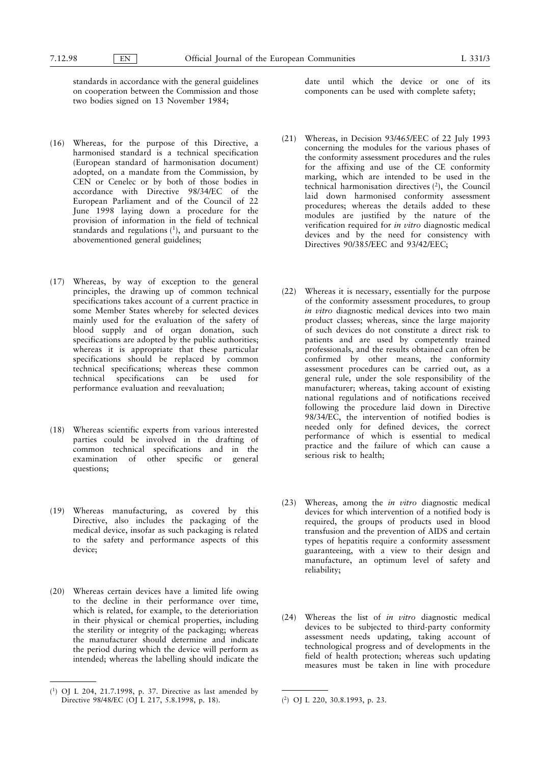standards in accordance with the general guidelines on cooperation between the Commission and those two bodies signed on 13 November 1984;

(16) Whereas, for the purpose of this Directive, a harmonised standard is a technical specification (European standard of harmonisation document) adopted, on a mandate from the Commission, by CEN or Cenelec or by both of those bodies in accordance with Directive 98/34/EC of the European Parliament and of the Council of 22 June 1998 laying down a procedure for the provision of information in the field of technical standards and regulations [1], and pursuant to the abovementioned general guidelines;

(17) Whereas, by way of exception to the general principles, the drawing up of common technical specifications takes account of a current practice in some Member States whereby for selected devices mainly used for the evaluation of the safety of blood supply and of organ donation, such specifications are adopted by the public authorities; whereas it is appropriate that these particular specifications should be replaced by common technical specifications; whereas these common technical specifications can be used for performance evaluation and reevaluation;

(18) Whereas scientific experts from various interested parties could be involved in the drafting of common technical specifications and in the examination of other specific or general questions;

(19) Whereas manufacturing, as covered by this Directive, also includes the packaging of the medical device, insofar as such packaging is related to the safety and performance aspects of this device;

(20) Whereas certain devices have a limited life owing to the decline in their performance over time, which is related, for example, to the deterioriation in their physical or chemical properties, including the sterility or integrity of the packaging; whereas the manufacturer should determine and indicate the period during which the device will perform as intended; whereas the labelling should indicate the date until which the device or one of its components can be used with complete safety;

(21) Whereas, in Decision 93/465/EEC of 22 July 1993 concerning the modules for the various phases of the conformity assessment procedures and the rules for the affixing and use of the CE conformity marking, which are intended to be used in the technical harmonisation directives [2], the Council laid down harmonised conformity assessment procedures; whereas the details added to these modules are justified by the nature of the verification required for *in vitro* diagnostic medical devices and by the need for consistency with Directives 90/385/EEC and 93/42/EEC;

(22) Whereas it is necessary, essentially for the purpose of the conformity assessment procedures, to group *in vitro* diagnostic medical devices into two main product classes; whereas, since the large majority of such devices do not constitute a direct risk to patients and are used by competently trained professionals, and the results obtained can often be confirmed by other means, the conformity assessment procedures can be carried out, as a general rule, under the sole responsibility of the manufacturer; whereas, taking account of existing national regulations and of notifications received following the procedure laid down in Directive 98/34/EC, the intervention of notified bodies is needed only for defined devices, the correct performance of which is essential to medical practice and the failure of which can cause a serious risk to health;

(23) Whereas, among the *in vitro* diagnostic medical devices for which intervention of a notified body is required, the groups of products used in blood transfusion and the prevention of AIDS and certain types of hepatitis require a conformity assessment guaranteeing, with a view to their design and manufacture, an optimum level of safety and reliability;

(24) Whereas the list of *in vitro* diagnostic medical devices to be subjected to third-party conformity assessment needs updating, taking account of technological progress and of developments in the field of health protection; whereas such updating measures must be taken in line with procedure

---

[1] OJ L 204, 21.7.1998, p. 37. Directive as last amended by Directive 98/48/EC (OJ L 217, 5.8.1998, p. 18).

[2] OJ L 220, 30.8.1993, p. 23.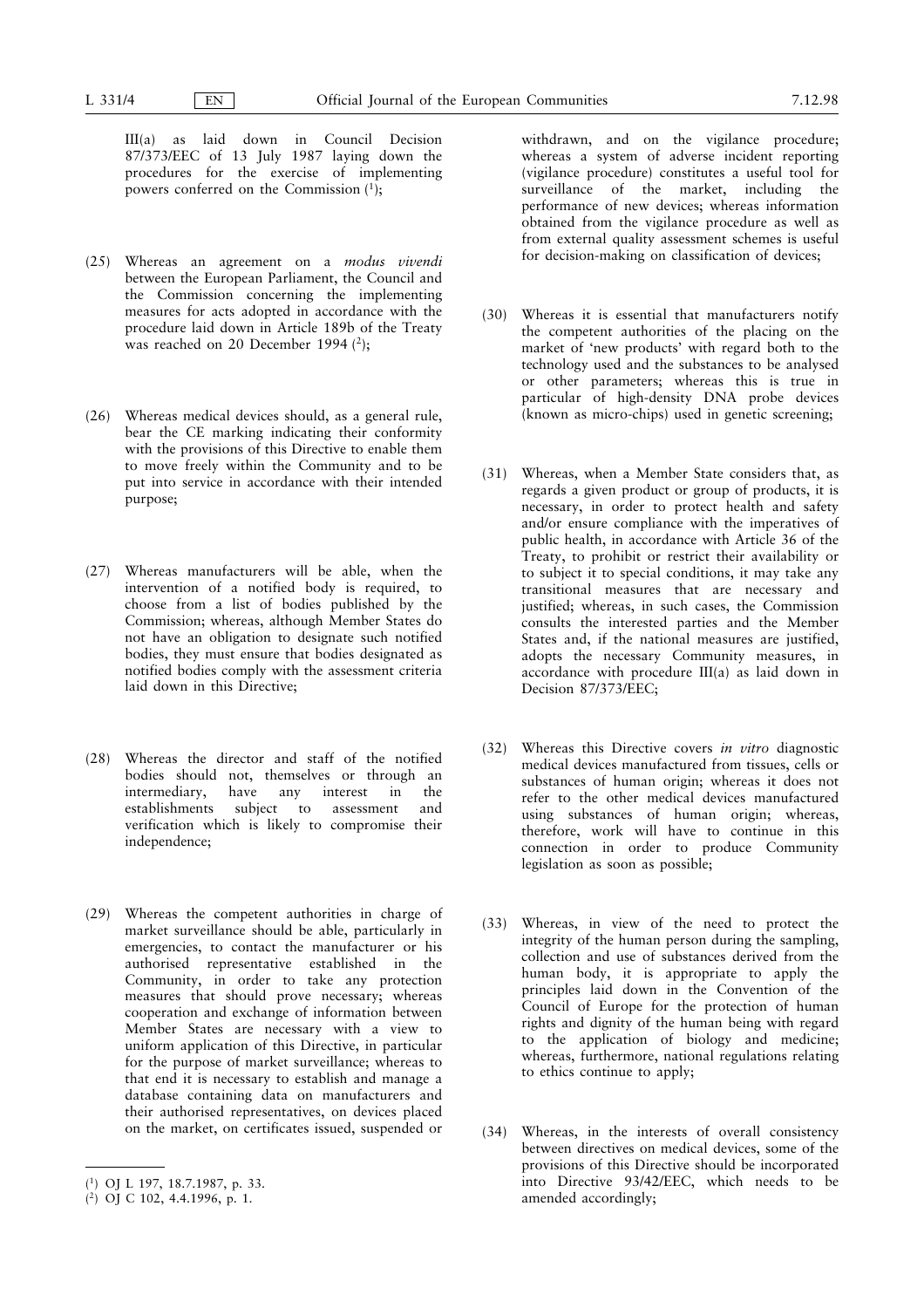III(a) as laid down in Council Decision 87/373/EEC of 13 July 1987 laying down the procedures for the exercise of implementing powers conferred on the Commission [1];

(25) Whereas an agreement on a *modus vivendi* between the European Parliament, the Council and the Commission concerning the implementing measures for acts adopted in accordance with the procedure laid down in Article 189b of the Treaty was reached on 20 December 1994 [2];

(26) Whereas medical devices should, as a general rule, bear the CE marking indicating their conformity with the provisions of this Directive to enable them to move freely within the Community and to be put into service in accordance with their intended purpose;

(27) Whereas manufacturers will be able, when the intervention of a notified body is required, to choose from a list of bodies published by the Commission; whereas, although Member States do not have an obligation to designate such notified bodies, they must ensure that bodies designated as notified bodies comply with the assessment criteria laid down in this Directive;

(28) Whereas the director and staff of the notified bodies should not, themselves or through an intermediary, have any interest in the establishments subject to assessment and verification which is likely to compromise their independence;

(29) Whereas the competent authorities in charge of market surveillance should be able, particularly in emergencies, to contact the manufacturer or his authorised representative established in the Community, in order to take any protection measures that should prove necessary; whereas cooperation and exchange of information between Member States are necessary with a view to uniform application of this Directive, in particular for the purpose of market surveillance; whereas to that end it is necessary to establish and manage a database containing data on manufacturers and their authorised representatives, on devices placed on the market, on certificates issued, suspended or withdrawn, and on the vigilance procedure; whereas a system of adverse incident reporting (vigilance procedure) constitutes a useful tool for surveillance of the market, including the performance of new devices; whereas information obtained from the vigilance procedure as well as from external quality assessment schemes is useful for decision-making on classification of devices;

(30) Whereas it is essential that manufacturers notify the competent authorities of the placing on the market of 'new products' with regard both to the technology used and the substances to be analysed or other parameters; whereas this is true in particular of high-density DNA probe devices (known as micro-chips) used in genetic screening;

(31) Whereas, when a Member State considers that, as regards a given product or group of products, it is necessary, in order to protect health and safety and/or ensure compliance with the imperatives of public health, in accordance with Article 36 of the Treaty, to prohibit or restrict their availability or to subject it to special conditions, it may take any transitional measures that are necessary and justified; whereas, in such cases, the Commission consults the interested parties and the Member States and, if the national measures are justified, adopts the necessary Community measures, in accordance with procedure III(a) as laid down in Decision 87/373/EEC;

(32) Whereas this Directive covers *in vitro* diagnostic medical devices manufactured from tissues, cells or substances of human origin; whereas it does not refer to the other medical devices manufactured using substances of human origin; whereas, therefore, work will have to continue in this connection in order to produce Community legislation as soon as possible;

(33) Whereas, in view of the need to protect the integrity of the human person during the sampling, collection and use of substances derived from the human body, it is appropriate to apply the principles laid down in the Convention of the Council of Europe for the protection of human rights and dignity of the human being with regard to the application of biology and medicine; whereas, furthermore, national regulations relating to ethics continue to apply;

(34) Whereas, in the interests of overall consistency between directives on medical devices, some of the provisions of this Directive should be incorporated into Directive 93/42/EEC, which needs to be amended accordingly;

---

[1] OJ L 197, 18.7.1987, p. 33.

[2] OJ C 102, 4.4.1996, p. 1.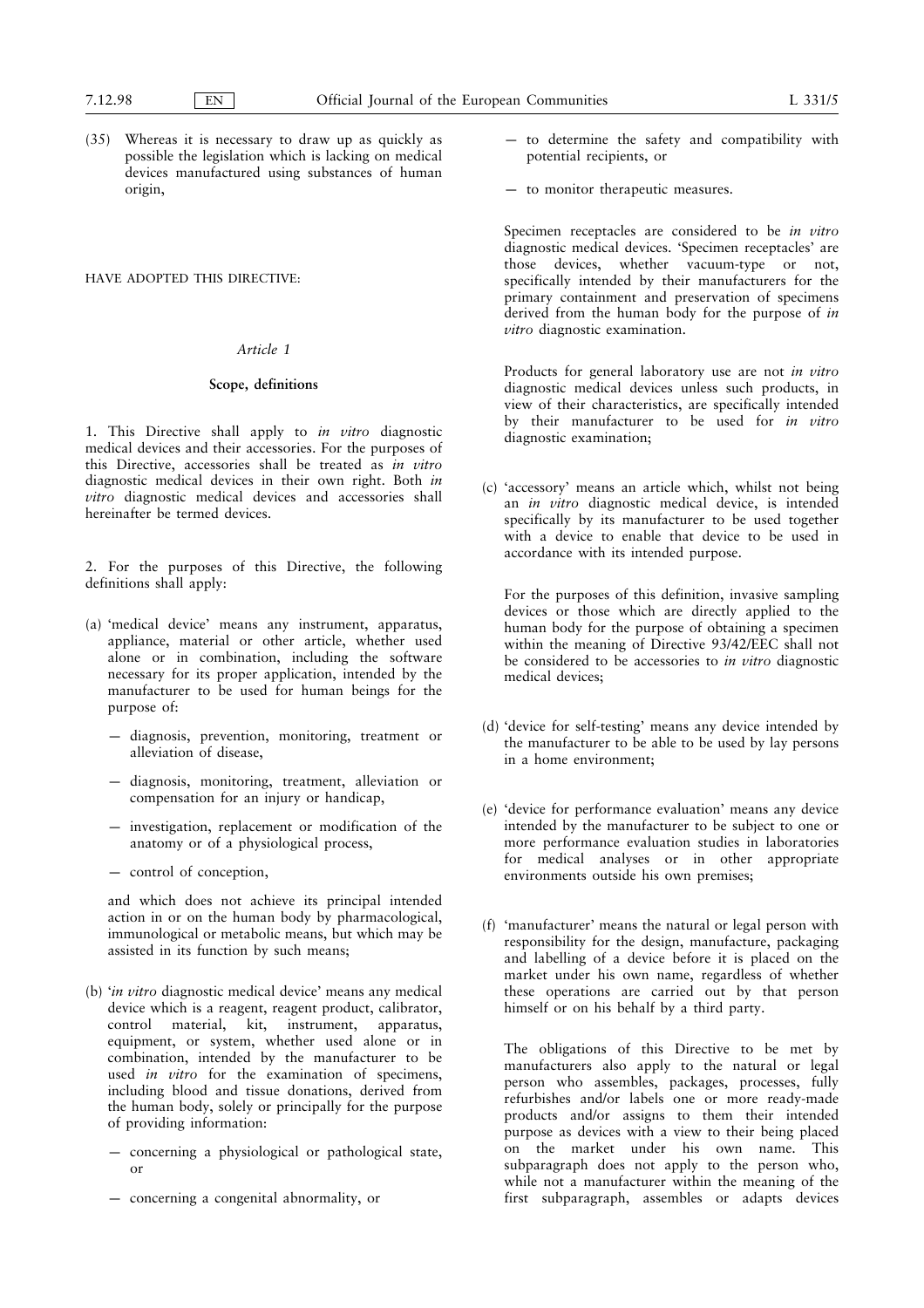(35) Whereas it is necessary to draw up as quickly as possible the legislation which is lacking on medical devices manufactured using substances of human origin,

HAVE ADOPTED THIS DIRECTIVE:

*Article 1*

**Scope, definitions**

1. This Directive shall apply to *in vitro* diagnostic medical devices and their accessories. For the purposes of this Directive, accessories shall be treated as *in vitro* diagnostic medical devices in their own right. Both *in vitro* diagnostic medical devices and accessories shall hereinafter be termed devices.

2. For the purposes of this Directive, the following definitions shall apply:

(a) 'medical device' means any instrument, apparatus, appliance, material or other article, whether used alone or in combination, including the software necessary for its proper application, intended by the manufacturer to be used for human beings for the purpose of:

- diagnosis, prevention, monitoring, treatment or alleviation of disease,
- diagnosis, monitoring, treatment, alleviation or compensation for an injury or handicap,
- investigation, replacement or modification of the anatomy or of a physiological process,
- control of conception,

and which does not achieve its principal intended action in or on the human body by pharmacological, immunological or metabolic means, but which may be assisted in its function by such means;

(b) '*in vitro* diagnostic medical device' means any medical device which is a reagent, reagent product, calibrator, control material, kit, instrument, apparatus, equipment, or system, whether used alone or in combination, intended by the manufacturer to be used *in vitro* for the examination of specimens, including blood and tissue donations, derived from the human body, solely or principally for the purpose of providing information:

- concerning a physiological or pathological state, or
- concerning a congenital abnormality, or
- to determine the safety and compatibility with potential recipients, or
- to monitor therapeutic measures.

Specimen receptacles are considered to be *in vitro* diagnostic medical devices. 'Specimen receptacles' are those devices, whether vacuum-type or not, specifically intended by their manufacturers for the primary containment and preservation of specimens derived from the human body for the purpose of *in vitro* diagnostic examination.

Products for general laboratory use are not *in vitro* diagnostic medical devices unless such products, in view of their characteristics, are specifically intended by their manufacturer to be used for *in vitro* diagnostic examination;

(c) 'accessory' means an article which, whilst not being an *in vitro* diagnostic medical device, is intended specifically by its manufacturer to be used together with a device to enable that device to be used in accordance with its intended purpose.

For the purposes of this definition, invasive sampling devices or those which are directly applied to the human body for the purpose of obtaining a specimen within the meaning of Directive 93/42/EEC shall not be considered to be accessories to *in vitro* diagnostic medical devices;

(d) 'device for self-testing' means any device intended by the manufacturer to be able to be used by lay persons in a home environment;

(e) 'device for performance evaluation' means any device intended by the manufacturer to be subject to one or more performance evaluation studies in laboratories for medical analyses or in other appropriate environments outside his own premises;

(f) 'manufacturer' means the natural or legal person with responsibility for the design, manufacture, packaging and labelling of a device before it is placed on the market under his own name, regardless of whether these operations are carried out by that person himself or on his behalf by a third party.

The obligations of this Directive to be met by manufacturers also apply to the natural or legal person who assembles, packages, processes, fully refurbishes and/or labels one or more ready-made products and/or assigns to them their intended purpose as devices with a view to their being placed on the market under his own name. This subparagraph does not apply to the person who, while not a manufacturer within the meaning of the first subparagraph, assembles or adapts devices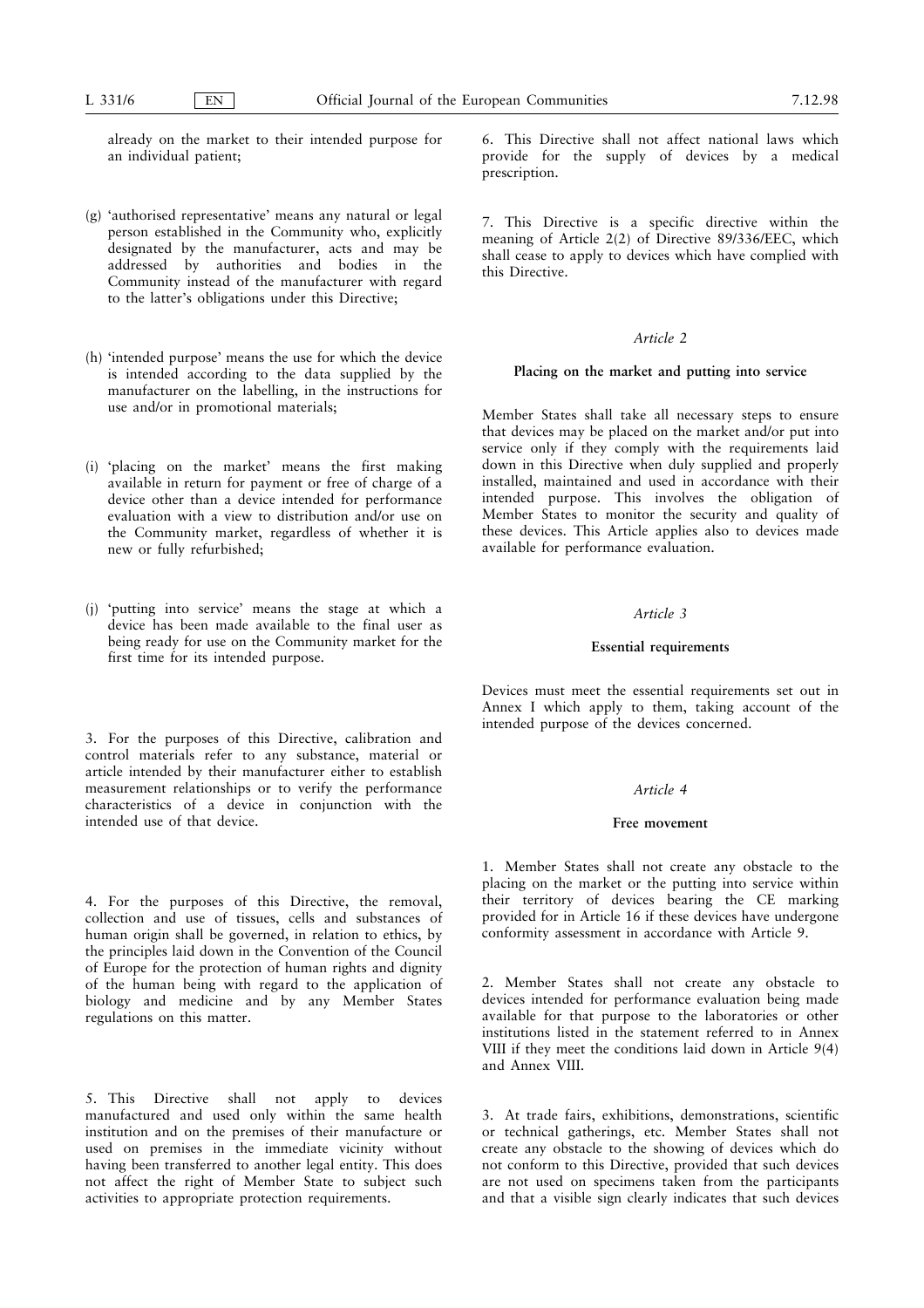already on the market to their intended purpose for an individual patient;

(g) 'authorised representative' means any natural or legal person established in the Community who, explicitly designated by the manufacturer, acts and may be addressed by authorities and bodies in the Community instead of the manufacturer with regard to the latter's obligations under this Directive;

(h) 'intended purpose' means the use for which the device is intended according to the data supplied by the manufacturer on the labelling, in the instructions for use and/or in promotional materials;

(i) 'placing on the market' means the first making available in return for payment or free of charge of a device other than a device intended for performance evaluation with a view to distribution and/or use on the Community market, regardless of whether it is new or fully refurbished;

(j) 'putting into service' means the stage at which a device has been made available to the final user as being ready for use on the Community market for the first time for its intended purpose.

3. For the purposes of this Directive, calibration and control materials refer to any substance, material or article intended by their manufacturer either to establish measurement relationships or to verify the performance characteristics of a device in conjunction with the intended use of that device.

4. For the purposes of this Directive, the removal, collection and use of tissues, cells and substances of human origin shall be governed, in relation to ethics, by the principles laid down in the Convention of the Council of Europe for the protection of human rights and dignity of the human being with regard to the application of biology and medicine and by any Member States regulations on this matter.

5. This Directive shall not apply to devices manufactured and used only within the same health institution and on the premises of their manufacture or used on premises in the immediate vicinity without having been transferred to another legal entity. This does not affect the right of Member State to subject such activities to appropriate protection requirements.

6. This Directive shall not affect national laws which provide for the supply of devices by a medical prescription.

7. This Directive is a specific directive within the meaning of Article 2(2) of Directive 89/336/EEC, which shall cease to apply to devices which have complied with this Directive.

### *Article 2*

#### Placing on the market and putting into service

Member States shall take all necessary steps to ensure that devices may be placed on the market and/or put into service only if they comply with the requirements laid down in this Directive when duly supplied and properly installed, maintained and used in accordance with their intended purpose. This involves the obligation of Member States to monitor the security and quality of these devices. This Article applies also to devices made available for performance evaluation.

### *Article 3*

#### Essential requirements

Devices must meet the essential requirements set out in Annex I which apply to them, taking account of the intended purpose of the devices concerned.

### *Article 4*

#### Free movement

1. Member States shall not create any obstacle to the placing on the market or the putting into service within their territory of devices bearing the CE marking provided for in Article 16 if these devices have undergone conformity assessment in accordance with Article 9.

2. Member States shall not create any obstacle to devices intended for performance evaluation being made available for that purpose to the laboratories or other institutions listed in the statement referred to in Annex VIII if they meet the conditions laid down in Article 9(4) and Annex VIII.

3. At trade fairs, exhibitions, demonstrations, scientific or technical gatherings, etc. Member States shall not create any obstacle to the showing of devices which do not conform to this Directive, provided that such devices are not used on specimens taken from the participants and that a visible sign clearly indicates that such devices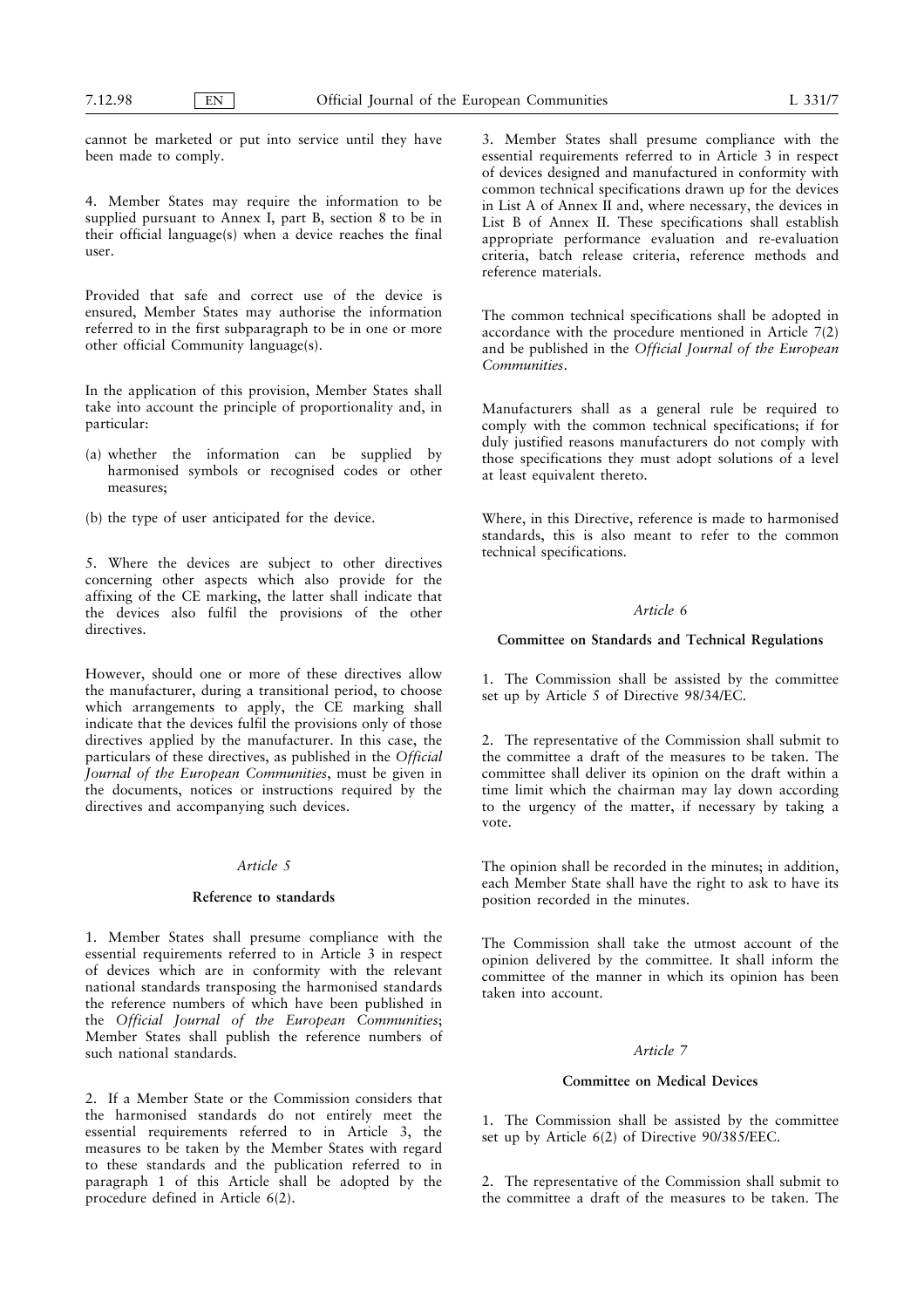cannot be marketed or put into service until they have been made to comply.

4. Member States may require the information to be supplied pursuant to Annex I, part B, section 8 to be in their official language(s) when a device reaches the final user.

Provided that safe and correct use of the device is ensured, Member States may authorise the information referred to in the first subparagraph to be in one or more other official Community language(s).

In the application of this provision, Member States shall take into account the principle of proportionality and, in particular:

(a) whether the information can be supplied by harmonised symbols or recognised codes or other measures;

(b) the type of user anticipated for the device.

5. Where the devices are subject to other directives concerning other aspects which also provide for the affixing of the CE marking, the latter shall indicate that the devices also fulfil the provisions of the other directives.

However, should one or more of these directives allow the manufacturer, during a transitional period, to choose which arrangements to apply, the CE marking shall indicate that the devices fulfil the provisions only of those directives applied by the manufacturer. In this case, the particulars of these directives, as published in the *Official Journal of the European Communities*, must be given in the documents, notices or instructions required by the directives and accompanying such devices.

*Article 5*

**Reference to standards**

1. Member States shall presume compliance with the essential requirements referred to in Article 3 in respect of devices which are in conformity with the relevant national standards transposing the harmonised standards the reference numbers of which have been published in the *Official Journal of the European Communities*; Member States shall publish the reference numbers of such national standards.

2. If a Member State or the Commission considers that the harmonised standards do not entirely meet the essential requirements referred to in Article 3, the measures to be taken by the Member States with regard to these standards and the publication referred to in paragraph 1 of this Article shall be adopted by the procedure defined in Article 6(2).

3. Member States shall presume compliance with the essential requirements referred to in Article 3 in respect of devices designed and manufactured in conformity with common technical specifications drawn up for the devices in List A of Annex II and, where necessary, the devices in List B of Annex II. These specifications shall establish appropriate performance evaluation and re-evaluation criteria, batch release criteria, reference methods and reference materials.

The common technical specifications shall be adopted in accordance with the procedure mentioned in Article 7(2) and be published in the *Official Journal of the European Communities*.

Manufacturers shall as a general rule be required to comply with the common technical specifications; if for duly justified reasons manufacturers do not comply with those specifications they must adopt solutions of a level at least equivalent thereto.

Where, in this Directive, reference is made to harmonised standards, this is also meant to refer to the common technical specifications.

*Article 6*

**Committee on Standards and Technical Regulations**

1. The Commission shall be assisted by the committee set up by Article 5 of Directive 98/34/EC.

2. The representative of the Commission shall submit to the committee a draft of the measures to be taken. The committee shall deliver its opinion on the draft within a time limit which the chairman may lay down according to the urgency of the matter, if necessary by taking a vote.

The opinion shall be recorded in the minutes; in addition, each Member State shall have the right to ask to have its position recorded in the minutes.

The Commission shall take the utmost account of the opinion delivered by the committee. It shall inform the committee of the manner in which its opinion has been taken into account.

*Article 7*

**Committee on Medical Devices**

1. The Commission shall be assisted by the committee set up by Article 6(2) of Directive 90/385/EEC.

2. The representative of the Commission shall submit to the committee a draft of the measures to be taken. The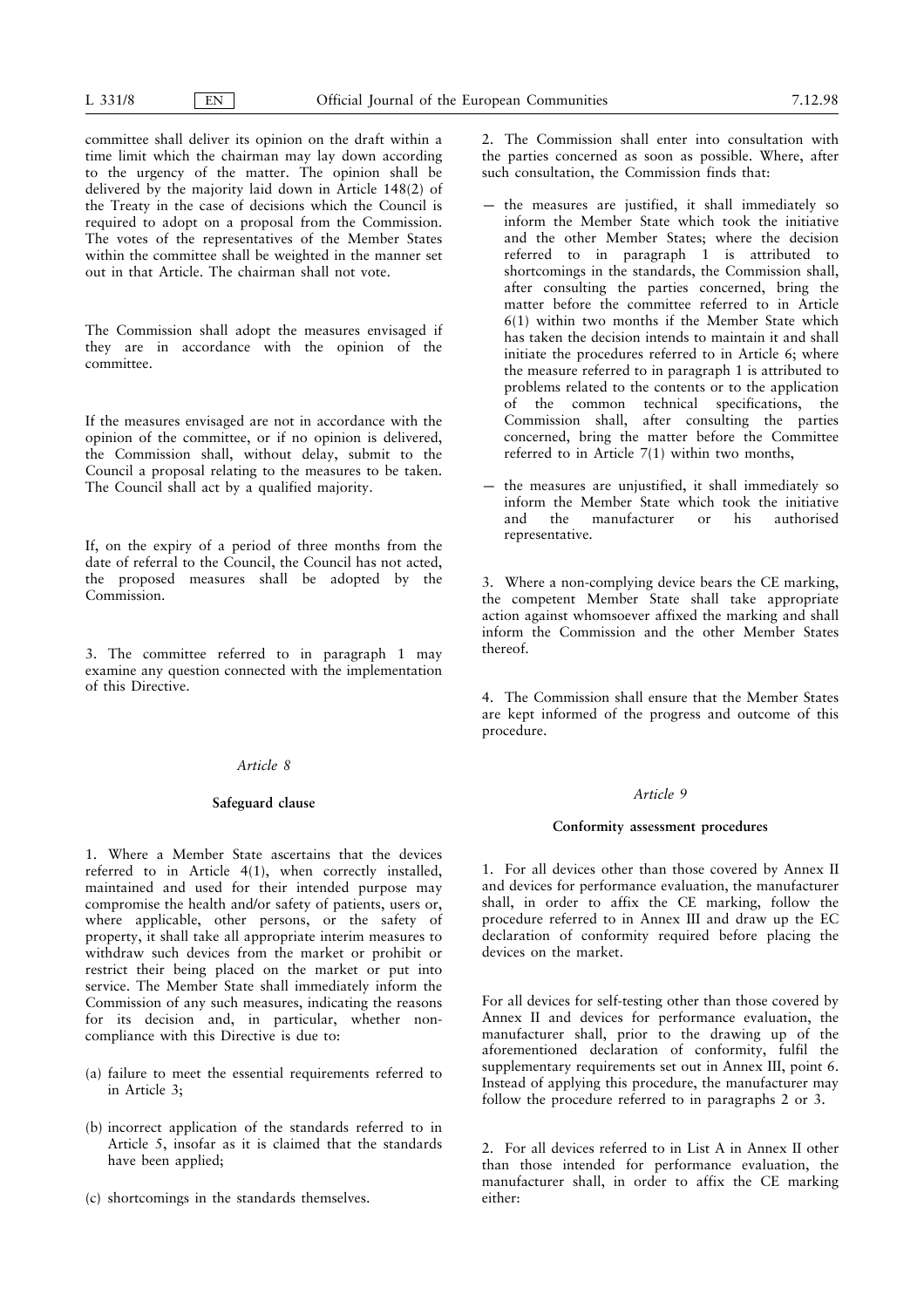committee shall deliver its opinion on the draft within a time limit which the chairman may lay down according to the urgency of the matter. The opinion shall be delivered by the majority laid down in Article 148(2) of the Treaty in the case of decisions which the Council is required to adopt on a proposal from the Commission. The votes of the representatives of the Member States within the committee shall be weighted in the manner set out in that Article. The chairman shall not vote.

The Commission shall adopt the measures envisaged if they are in accordance with the opinion of the committee.

If the measures envisaged are not in accordance with the opinion of the committee, or if no opinion is delivered, the Commission shall, without delay, submit to the Council a proposal relating to the measures to be taken. The Council shall act by a qualified majority.

If, on the expiry of a period of three months from the date of referral to the Council, the Council has not acted, the proposed measures shall be adopted by the Commission.

3. The committee referred to in paragraph 1 may examine any question connected with the implementation of this Directive.

*Article 8*

**Safeguard clause**

1. Where a Member State ascertains that the devices referred to in Article 4(1), when correctly installed, maintained and used for their intended purpose may compromise the health and/or safety of patients, users or, where applicable, other persons, or the safety of property, it shall take all appropriate interim measures to withdraw such devices from the market or prohibit or restrict their being placed on the market or put into service. The Member State shall immediately inform the Commission of any such measures, indicating the reasons for its decision and, in particular, whether non-compliance with this Directive is due to:

(a) failure to meet the essential requirements referred to in Article 3;

(b) incorrect application of the standards referred to in Article 5, insofar as it is claimed that the standards have been applied;

(c) shortcomings in the standards themselves.

2. The Commission shall enter into consultation with the parties concerned as soon as possible. Where, after such consultation, the Commission finds that:

— the measures are justified, it shall immediately so inform the Member State which took the initiative and the other Member States; where the decision referred to in paragraph 1 is attributed to shortcomings in the standards, the Commission shall, after consulting the parties concerned, bring the matter before the committee referred to in Article 6(1) within two months if the Member State which has taken the decision intends to maintain it and shall initiate the procedures referred to in Article 6; where the measure referred to in paragraph 1 is attributed to problems related to the contents or to the application of the common technical specifications, the Commission shall, after consulting the parties concerned, bring the matter before the Committee referred to in Article 7(1) within two months,

— the measures are unjustified, it shall immediately so inform the Member State which took the initiative and the manufacturer or his authorised representative.

3. Where a non-complying device bears the CE marking, the competent Member State shall take appropriate action against whomsoever affixed the marking and shall inform the Commission and the other Member States thereof.

4. The Commission shall ensure that the Member States are kept informed of the progress and outcome of this procedure.

*Article 9*

**Conformity assessment procedures**

1. For all devices other than those covered by Annex II and devices for performance evaluation, the manufacturer shall, in order to affix the CE marking, follow the procedure referred to in Annex III and draw up the EC declaration of conformity required before placing the devices on the market.

For all devices for self-testing other than those covered by Annex II and devices for performance evaluation, the manufacturer shall, prior to the drawing up of the aforementioned declaration of conformity, fulfil the supplementary requirements set out in Annex III, point 6. Instead of applying this procedure, the manufacturer may follow the procedure referred to in paragraphs 2 or 3.

2. For all devices referred to in List A in Annex II other than those intended for performance evaluation, the manufacturer shall, in order to affix the CE marking either: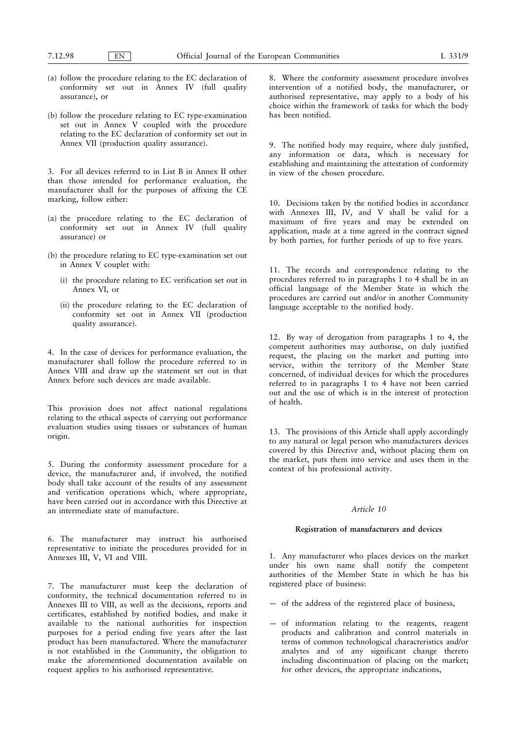(a) follow the procedure relating to the EC declaration of conformity set out in Annex IV (full quality assurance), or

(b) follow the procedure relating to EC type-examination set out in Annex V coupled with the procedure relating to the EC declaration of conformity set out in Annex VII (production quality assurance).

3. For all devices referred to in List B in Annex II other than those intended for performance evaluation, the manufacturer shall for the purposes of affixing the CE marking, follow either:

(a) the procedure relating to the EC declaration of conformity set out in Annex IV (full quality assurance) or

(b) the procedure relating to EC type-examination set out in Annex V couplet with:

   (i) the procedure relating to EC verification set out in Annex VI, or

   (ii) the procedure relating to the EC declaration of conformity set out in Annex VII (production quality assurance).

4. In the case of devices for performance evaluation, the manufacturer shall follow the procedure referred to in Annex VIII and draw up the statement set out in that Annex before such devices are made available.

This provision does not affect national regulations relating to the ethical aspects of carrying out performance evaluation studies using tissues or substances of human origin.

5. During the conformity assessment procedure for a device, the manufacturer and, if involved, the notified body shall take account of the results of any assessment and verification operations which, where appropriate, have been carried out in accordance with this Directive at an intermediate state of manufacture.

6. The manufacturer may instruct his authorised representative to initiate the procedures provided for in Annexes III, V, VI and VIII.

7. The manufacturer must keep the declaration of conformity, the technical documentation referred to in Annexes III to VIII, as well as the decisions, reports and certificates, established by notified bodies, and make it available to the national authorities for inspection purposes for a period ending five years after the last product has been manufactured. Where the manufacturer is not established in the Community, the obligation to make the aforementioned documentation available on request applies to his authorised representative.

8. Where the conformity assessment procedure involves intervention of a notified body, the manufacturer, or authorised representative, may apply to a body of his choice within the framework of tasks for which the body has been notified.

9. The notified body may require, where duly justified, any information or data, which is necessary for establishing and maintaining the attestation of conformity in view of the chosen procedure.

10. Decisions taken by the notified bodies in accordance with Annexes III, IV, and V shall be valid for a maximum of five years and may be extended on application, made at a time agreed in the contract signed by both parties, for further periods of up to five years.

11. The records and correspondence relating to the procedures referred to in paragraphs 1 to 4 shall be in an official language of the Member State in which the procedures are carried out and/or in another Community language acceptable to the notified body.

12. By way of derogation from paragraphs 1 to 4, the competent authorities may authorise, on duly justified request, the placing on the market and putting into service, within the territory of the Member State concerned, of individual devices for which the procedures referred to in paragraphs 1 to 4 have not been carried out and the use of which is in the interest of protection of health.

13. The provisions of this Article shall apply accordingly to any natural or legal person who manufacturers devices covered by this Directive and, without placing them on the market, puts them into service and uses them in the context of his professional activity.

*Article 10*

**Registration of manufacturers and devices**

1. Any manufacturer who places devices on the market under his own name shall notify the competent authorities of the Member State in which he has his registered place of business:

— of the address of the registered place of business,

— of information relating to the reagents, reagent products and calibration and control materials in terms of common technological characteristics and/or analytes and of any significant change thereto including discontinuation of placing on the market; for other devices, the appropriate indications,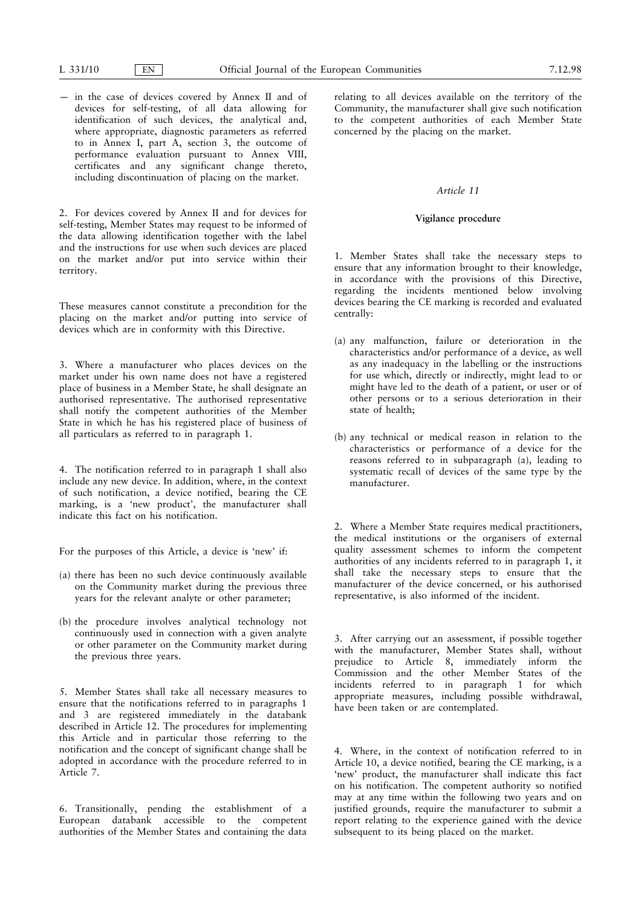— in the case of devices covered by Annex II and of devices for self-testing, of all data allowing for identification of such devices, the analytical and, where appropriate, diagnostic parameters as referred to in Annex I, part A, section 3, the outcome of performance evaluation pursuant to Annex VIII, certificates and any significant change thereto, including discontinuation of placing on the market.

2. For devices covered by Annex II and for devices for self-testing, Member States may request to be informed of the data allowing identification together with the label and the instructions for use when such devices are placed on the market and/or put into service within their territory.

These measures cannot constitute a precondition for the placing on the market and/or putting into service of devices which are in conformity with this Directive.

3. Where a manufacturer who places devices on the market under his own name does not have a registered place of business in a Member State, he shall designate an authorised representative. The authorised representative shall notify the competent authorities of the Member State in which he has his registered place of business of all particulars as referred to in paragraph 1.

4. The notification referred to in paragraph 1 shall also include any new device. In addition, where, in the context of such notification, a device notified, bearing the CE marking, is a 'new product', the manufacturer shall indicate this fact on his notification.

For the purposes of this Article, a device is 'new' if:

(a) there has been no such device continuously available on the Community market during the previous three years for the relevant analyte or other parameter;

(b) the procedure involves analytical technology not continuously used in connection with a given analyte or other parameter on the Community market during the previous three years.

5. Member States shall take all necessary measures to ensure that the notifications referred to in paragraphs 1 and 3 are registered immediately in the databank described in Article 12. The procedures for implementing this Article and in particular those referring to the notification and the concept of significant change shall be adopted in accordance with the procedure referred to in Article 7.

6. Transitionally, pending the establishment of a European databank accessible to the competent authorities of the Member States and containing the data relating to all devices available on the territory of the Community, the manufacturer shall give such notification to the competent authorities of each Member State concerned by the placing on the market.

*Article 11*

**Vigilance procedure**

1. Member States shall take the necessary steps to ensure that any information brought to their knowledge, in accordance with the provisions of this Directive, regarding the incidents mentioned below involving devices bearing the CE marking is recorded and evaluated centrally:

(a) any malfunction, failure or deterioration in the characteristics and/or performance of a device, as well as any inadequacy in the labelling or the instructions for use which, directly or indirectly, might lead to or might have led to the death of a patient, or user or of other persons or to a serious deterioration in their state of health;

(b) any technical or medical reason in relation to the characteristics or performance of a device for the reasons referred to in subparagraph (a), leading to systematic recall of devices of the same type by the manufacturer.

2. Where a Member State requires medical practitioners, the medical institutions or the organisers of external quality assessment schemes to inform the competent authorities of any incidents referred to in paragraph 1, it shall take the necessary steps to ensure that the manufacturer of the device concerned, or his authorised representative, is also informed of the incident.

3. After carrying out an assessment, if possible together with the manufacturer, Member States shall, without prejudice to Article 8, immediately inform the Commission and the other Member States of the incidents referred to in paragraph 1 for which appropriate measures, including possible withdrawal, have been taken or are contemplated.

4. Where, in the context of notification referred to in Article 10, a device notified, bearing the CE marking, is a 'new' product, the manufacturer shall indicate this fact on his notification. The competent authority so notified may at any time within the following two years and on justified grounds, require the manufacturer to submit a report relating to the experience gained with the device subsequent to its being placed on the market.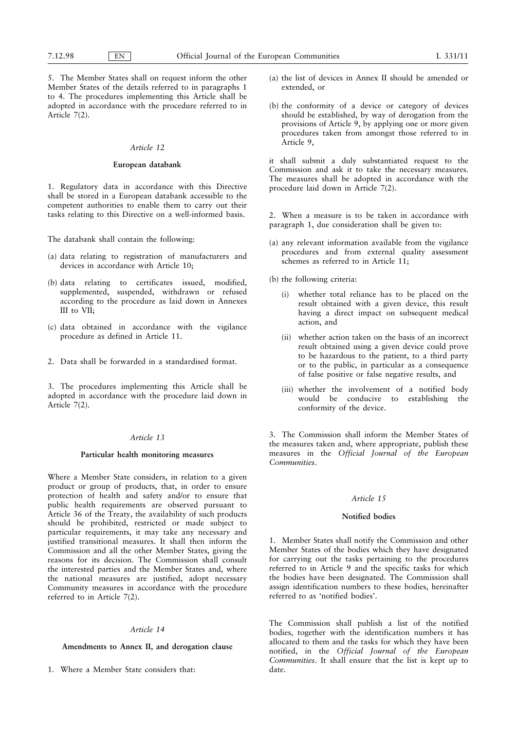5. The Member States shall on request inform the other Member States of the details referred to in paragraphs 1 to 4. The procedures implementing this Article shall be adopted in accordance with the procedure referred to in Article 7(2).

*Article 12*

**European databank**

1. Regulatory data in accordance with this Directive shall be stored in a European databank accessible to the competent authorities to enable them to carry out their tasks relating to this Directive on a well-informed basis.

The databank shall contain the following:

(a) data relating to registration of manufacturers and devices in accordance with Article 10;

(b) data relating to certificates issued, modified, supplemented, suspended, withdrawn or refused according to the procedure as laid down in Annexes III to VII;

(c) data obtained in accordance with the vigilance procedure as defined in Article 11.

2. Data shall be forwarded in a standardised format.

3. The procedures implementing this Article shall be adopted in accordance with the procedure laid down in Article 7(2).

*Article 13*

**Particular health monitoring measures**

Where a Member State considers, in relation to a given product or group of products, that, in order to ensure protection of health and safety and/or to ensure that public health requirements are observed pursuant to Article 36 of the Treaty, the availability of such products should be prohibited, restricted or made subject to particular requirements, it may take any necessary and justified transitional measures. It shall then inform the Commission and all the other Member States, giving the reasons for its decision. The Commission shall consult the interested parties and the Member States and, where the national measures are justified, adopt necessary Community measures in accordance with the procedure referred to in Article 7(2).

*Article 14*

**Amendments to Annex II, and derogation clause**

1. Where a Member State considers that:

(a) the list of devices in Annex II should be amended or extended, or

(b) the conformity of a device or category of devices should be established, by way of derogation from the provisions of Article 9, by applying one or more given procedures taken from amongst those referred to in Article 9,

it shall submit a duly substantiated request to the Commission and ask it to take the necessary measures. The measures shall be adopted in accordance with the procedure laid down in Article 7(2).

2. When a measure is to be taken in accordance with paragraph 1, due consideration shall be given to:

(a) any relevant information available from the vigilance procedures and from external quality assessment schemes as referred to in Article 11;

(b) the following criteria:

   (i) whether total reliance has to be placed on the result obtained with a given device, this result having a direct impact on subsequent medical action, and

   (ii) whether action taken on the basis of an incorrect result obtained using a given device could prove to be hazardous to the patient, to a third party or to the public, in particular as a consequence of false positive or false negative results, and

   (iii) whether the involvement of a notified body would be conducive to establishing the conformity of the device.

3. The Commission shall inform the Member States of the measures taken and, where appropriate, publish these measures in the *Official Journal of the European Communities*.

*Article 15*

**Notified bodies**

1. Member States shall notify the Commission and other Member States of the bodies which they have designated for carrying out the tasks pertaining to the procedures referred to in Article 9 and the specific tasks for which the bodies have been designated. The Commission shall assign identification numbers to these bodies, hereinafter referred to as 'notified bodies'.

The Commission shall publish a list of the notified bodies, together with the identification numbers it has allocated to them and the tasks for which they have been notified, in the *Official Journal of the European Communities*. It shall ensure that the list is kept up to date.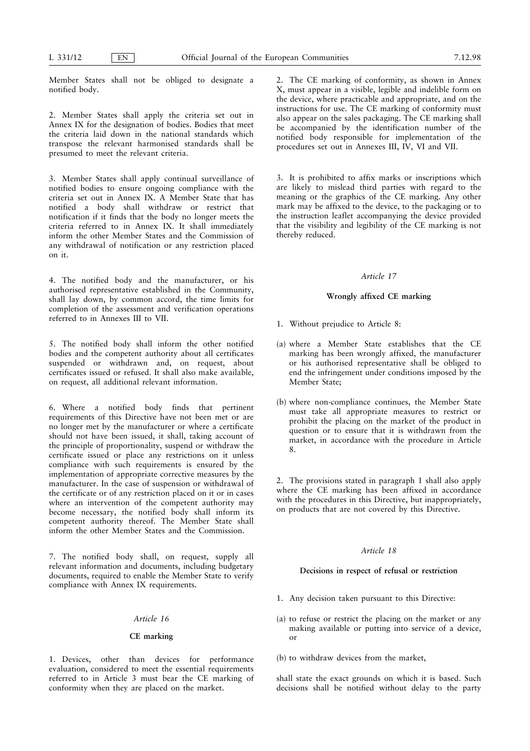Member States shall not be obliged to designate a notified body.

2. Member States shall apply the criteria set out in Annex IX for the designation of bodies. Bodies that meet the criteria laid down in the national standards which transpose the relevant harmonised standards shall be presumed to meet the relevant criteria.

3. Member States shall apply continual surveillance of notified bodies to ensure ongoing compliance with the criteria set out in Annex IX. A Member State that has notified a body shall withdraw or restrict that notification if it finds that the body no longer meets the criteria referred to in Annex IX. It shall immediately inform the other Member States and the Commission of any withdrawal of notification or any restriction placed on it.

4. The notified body and the manufacturer, or his authorised representative established in the Community, shall lay down, by common accord, the time limits for completion of the assessment and verification operations referred to in Annexes III to VII.

5. The notified body shall inform the other notified bodies and the competent authority about all certificates suspended or withdrawn and, on request, about certificates issued or refused. It shall also make available, on request, all additional relevant information.

6. Where a notified body finds that pertinent requirements of this Directive have not been met or are no longer met by the manufacturer or where a certificate should not have been issued, it shall, taking account of the principle of proportionality, suspend or withdraw the certificate issued or place any restrictions on it unless compliance with such requirements is ensured by the implementation of appropriate corrective measures by the manufacturer. In the case of suspension or withdrawal of the certificate or of any restriction placed on it or in cases where an intervention of the competent authority may become necessary, the notified body shall inform its competent authority thereof. The Member State shall inform the other Member States and the Commission.

7. The notified body shall, on request, supply all relevant information and documents, including budgetary documents, required to enable the Member State to verify compliance with Annex IX requirements.

### *Article 16*

### CE marking

1. Devices, other than devices for performance evaluation, considered to meet the essential requirements referred to in Article 3 must bear the CE marking of conformity when they are placed on the market.

2. The CE marking of conformity, as shown in Annex X, must appear in a visible, legible and indelible form on the device, where practicable and appropriate, and on the instructions for use. The CE marking of conformity must also appear on the sales packaging. The CE marking shall be accompanied by the identification number of the notified body responsible for implementation of the procedures set out in Annexes III, IV, VI and VII.

3. It is prohibited to affix marks or inscriptions which are likely to mislead third parties with regard to the meaning or the graphics of the CE marking. Any other mark may be affixed to the device, to the packaging or to the instruction leaflet accompanying the device provided that the visibility and legibility of the CE marking is not thereby reduced.

### *Article 17*

### Wrongly affixed CE marking

1. Without prejudice to Article 8:

(a) where a Member State establishes that the CE marking has been wrongly affixed, the manufacturer or his authorised representative shall be obliged to end the infringement under conditions imposed by the Member State;

(b) where non-compliance continues, the Member State must take all appropriate measures to restrict or prohibit the placing on the market of the product in question or to ensure that it is withdrawn from the market, in accordance with the procedure in Article 8.

2. The provisions stated in paragraph 1 shall also apply where the CE marking has been affixed in accordance with the procedures in this Directive, but inappropriately, on products that are not covered by this Directive.

### *Article 18*

### Decisions in respect of refusal or restriction

1. Any decision taken pursuant to this Directive:

(a) to refuse or restrict the placing on the market or any making available or putting into service of a device, or

(b) to withdraw devices from the market,

shall state the exact grounds on which it is based. Such decisions shall be notified without delay to the party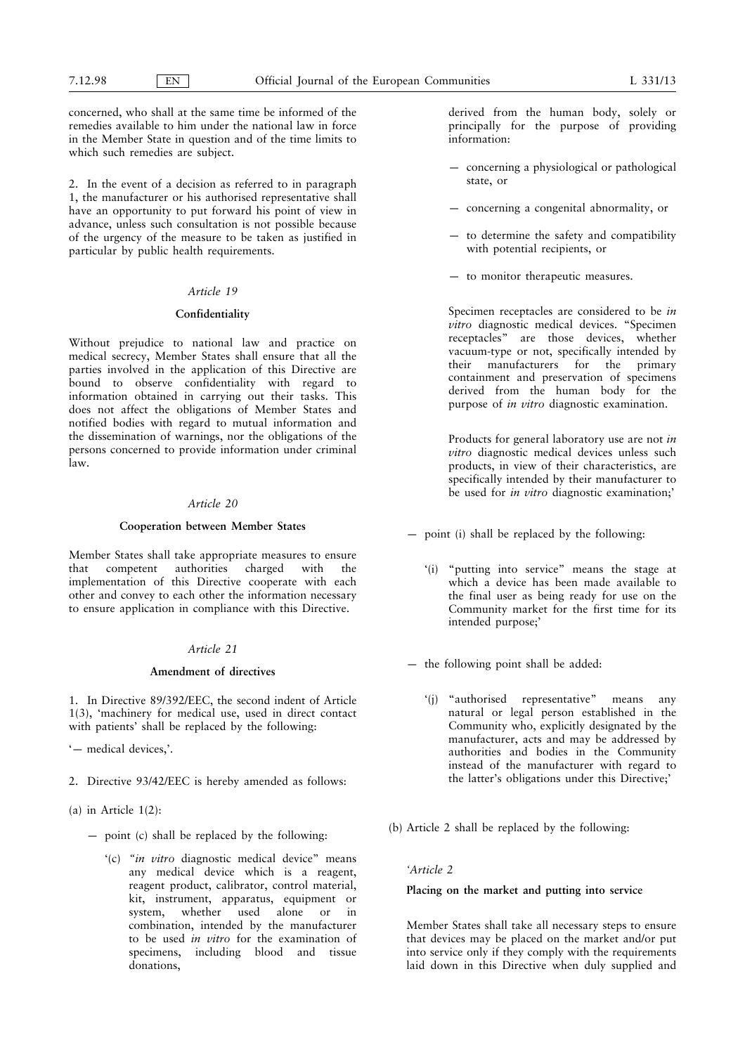concerned, who shall at the same time be informed of the remedies available to him under the national law in force in the Member State in question and of the time limits to which such remedies are subject.

2. In the event of a decision as referred to in paragraph 1, the manufacturer or his authorised representative shall have an opportunity to put forward his point of view in advance, unless such consultation is not possible because of the urgency of the measure to be taken as justified in particular by public health requirements.

*Article 19*

**Confidentiality**

Without prejudice to national law and practice on medical secrecy, Member States shall ensure that all the parties involved in the application of this Directive are bound to observe confidentiality with regard to information obtained in carrying out their tasks. This does not affect the obligations of Member States and notified bodies with regard to mutual information and the dissemination of warnings, nor the obligations of the persons concerned to provide information under criminal law.

*Article 20*

**Cooperation between Member States**

Member States shall take appropriate measures to ensure that competent authorities charged with the implementation of this Directive cooperate with each other and convey to each other the information necessary to ensure application in compliance with this Directive.

*Article 21*

**Amendment of directives**

1. In Directive 89/392/EEC, the second indent of Article 1(3), 'machinery for medical use, used in direct contact with patients' shall be replaced by the following:

'— medical devices,'.

2. Directive 93/42/EEC is hereby amended as follows:

(a) in Article 1(2):

— point (c) shall be replaced by the following:

'(c) "*in vitro* diagnostic medical device" means any medical device which is a reagent, reagent product, calibrator, control material, kit, instrument, apparatus, equipment or system, whether used alone or in combination, intended by the manufacturer to be used *in vitro* for the examination of specimens, including blood and tissue donations, derived from the human body, solely or principally for the purpose of providing information:

— concerning a physiological or pathological state, or

— concerning a congenital abnormality, or

— to determine the safety and compatibility with potential recipients, or

— to monitor therapeutic measures.

Specimen receptacles are considered to be *in vitro* diagnostic medical devices. "Specimen receptacles" are those devices, whether vacuum-type or not, specifically intended by their manufacturers for the primary containment and preservation of specimens derived from the human body for the purpose of *in vitro* diagnostic examination.

Products for general laboratory use are not *in vitro* diagnostic medical devices unless such products, in view of their characteristics, are specifically intended by their manufacturer to be used for *in vitro* diagnostic examination;'

— point (i) shall be replaced by the following:

'(i) "putting into service" means the stage at which a device has been made available to the final user as being ready for use on the Community market for the first time for its intended purpose;'

— the following point shall be added:

'(j) "authorised representative" means any natural or legal person established in the Community who, explicitly designated by the manufacturer, acts and may be addressed by authorities and bodies in the Community instead of the manufacturer with regard to the latter's obligations under this Directive;'

(b) Article 2 shall be replaced by the following:

'*Article 2*

**Placing on the market and putting into service**

Member States shall take all necessary steps to ensure that devices may be placed on the market and/or put into service only if they comply with the requirements laid down in this Directive when duly supplied and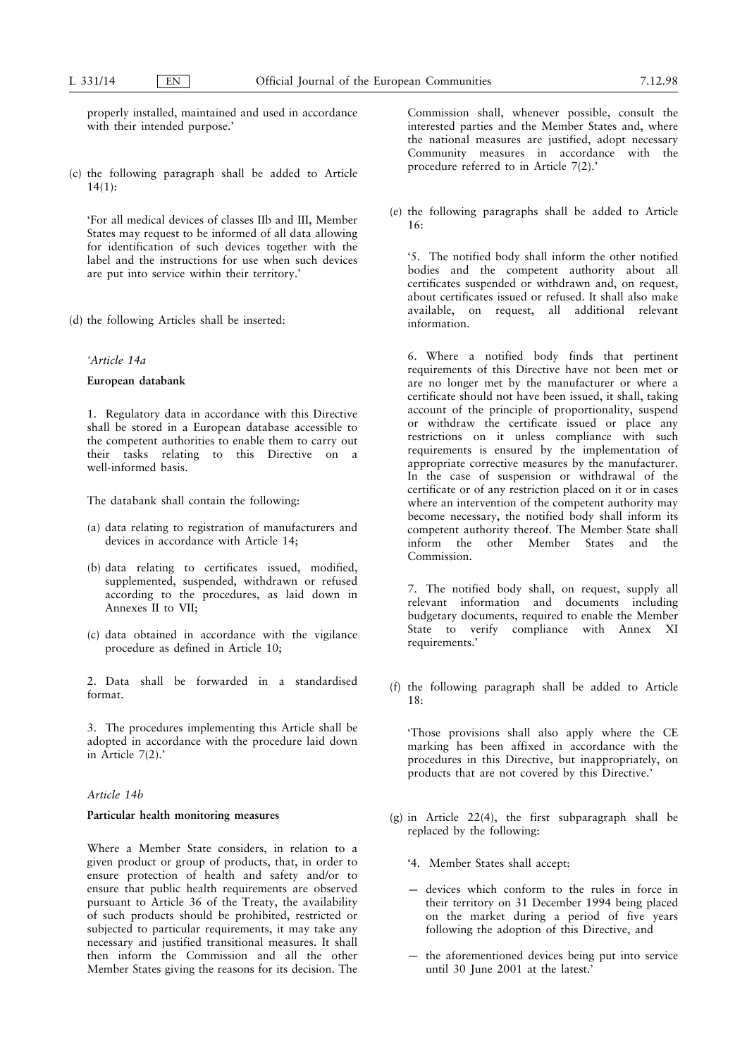properly installed, maintained and used in accordance with their intended purpose.'

(c) the following paragraph shall be added to Article 14(1):

'For all medical devices of classes IIb and III, Member States may request to be informed of all data allowing for identification of such devices together with the label and the instructions for use when such devices are put into service within their territory.'

(d) the following Articles shall be inserted:

*'Article 14a*

**European databank**

1. Regulatory data in accordance with this Directive shall be stored in a European database accessible to the competent authorities to enable them to carry out their tasks relating to this Directive on a well-informed basis.

The databank shall contain the following:

(a) data relating to registration of manufacturers and devices in accordance with Article 14;

(b) data relating to certificates issued, modified, supplemented, suspended, withdrawn or refused according to the procedures, as laid down in Annexes II to VII;

(c) data obtained in accordance with the vigilance procedure as defined in Article 10;

2. Data shall be forwarded in a standardised format.

3. The procedures implementing this Article shall be adopted in accordance with the procedure laid down in Article 7(2).'

*Article 14b*

**Particular health monitoring measures**

Where a Member State considers, in relation to a given product or group of products, that, in order to ensure protection of health and safety and/or to ensure that public health requirements are observed pursuant to Article 36 of the Treaty, the availability of such products should be prohibited, restricted or subjected to particular requirements, it may take any necessary and justified transitional measures. It shall then inform the Commission and all the other Member States giving the reasons for its decision. The Commission shall, whenever possible, consult the interested parties and the Member States and, where the national measures are justified, adopt necessary Community measures in accordance with the procedure referred to in Article 7(2).'

(e) the following paragraphs shall be added to Article 16:

'5. The notified body shall inform the other notified bodies and the competent authority about all certificates suspended or withdrawn and, on request, about certificates issued or refused. It shall also make available, on request, all additional relevant information.

6. Where a notified body finds that pertinent requirements of this Directive have not been met or are no longer met by the manufacturer or where a certificate should not have been issued, it shall, taking account of the principle of proportionality, suspend or withdraw the certificate issued or place any restrictions on it unless compliance with such requirements is ensured by the implementation of appropriate corrective measures by the manufacturer. In the case of suspension or withdrawal of the certificate or of any restriction placed on it or in cases where an intervention of the competent authority may become necessary, the notified body shall inform its competent authority thereof. The Member State shall inform the other Member States and the Commission.

7. The notified body shall, on request, supply all relevant information and documents including budgetary documents, required to enable the Member State to verify compliance with Annex XI requirements.'

(f) the following paragraph shall be added to Article 18:

'Those provisions shall also apply where the CE marking has been affixed in accordance with the procedures in this Directive, but inappropriately, on products that are not covered by this Directive.'

(g) in Article 22(4), the first subparagraph shall be replaced by the following:

'4. Member States shall accept:

— devices which conform to the rules in force in their territory on 31 December 1994 being placed on the market during a period of five years following the adoption of this Directive, and

— the aforementioned devices being put into service until 30 June 2001 at the latest.'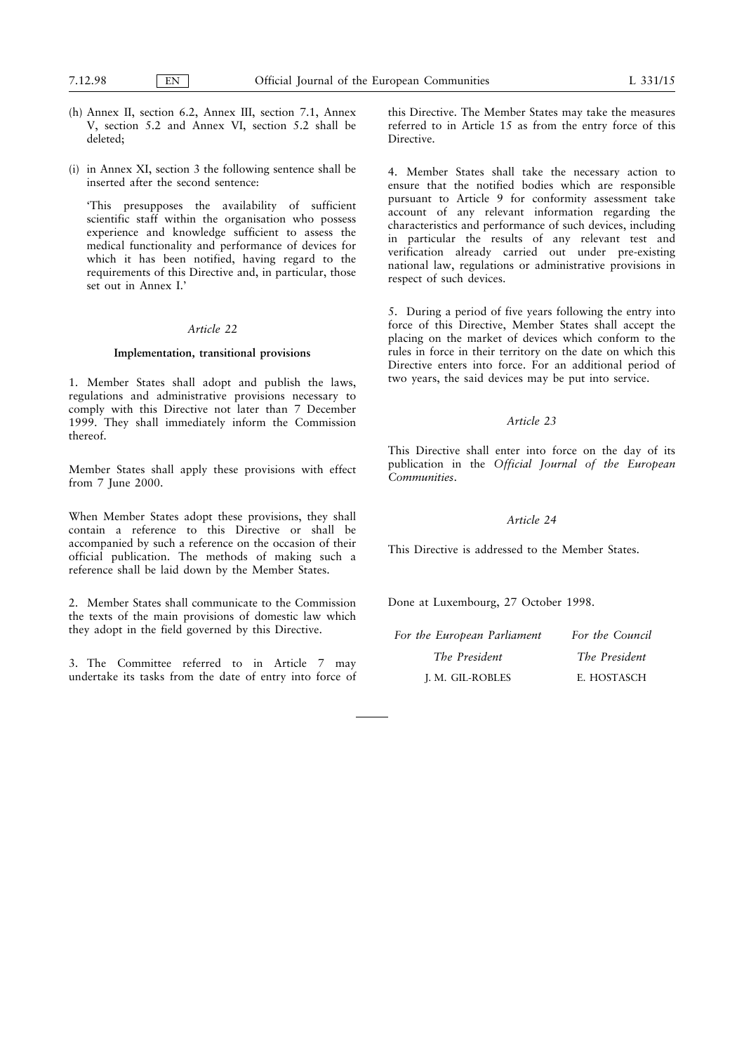(h) Annex II, section 6.2, Annex III, section 7.1, Annex V, section 5.2 and Annex VI, section 5.2 shall be deleted;

(i) in Annex XI, section 3 the following sentence shall be inserted after the second sentence:

'This presupposes the availability of sufficient scientific staff within the organisation who possess experience and knowledge sufficient to assess the medical functionality and performance of devices for which it has been notified, having regard to the requirements of this Directive and, in particular, those set out in Annex I.'

*Article 22*

**Implementation, transitional provisions**

1. Member States shall adopt and publish the laws, regulations and administrative provisions necessary to comply with this Directive not later than 7 December 1999. They shall immediately inform the Commission thereof.

Member States shall apply these provisions with effect from 7 June 2000.

When Member States adopt these provisions, they shall contain a reference to this Directive or shall be accompanied by such a reference on the occasion of their official publication. The methods of making such a reference shall be laid down by the Member States.

2. Member States shall communicate to the Commission the texts of the main provisions of domestic law which they adopt in the field governed by this Directive.

3. The Committee referred to in Article 7 may undertake its tasks from the date of entry into force of this Directive. The Member States may take the measures referred to in Article 15 as from the entry force of this Directive.

4. Member States shall take the necessary action to ensure that the notified bodies which are responsible pursuant to Article 9 for conformity assessment take account of any relevant information regarding the characteristics and performance of such devices, including in particular the results of any relevant test and verification already carried out under pre-existing national law, regulations or administrative provisions in respect of such devices.

5. During a period of five years following the entry into force of this Directive, Member States shall accept the placing on the market of devices which conform to the rules in force in their territory on the date on which this Directive enters into force. For an additional period of two years, the said devices may be put into service.

*Article 23*

This Directive shall enter into force on the day of its publication in the *Official Journal of the European Communities*.

*Article 24*

This Directive is addressed to the Member States.

Done at Luxembourg, 27 October 1998.

| *For the European Parliament* | *For the Council* |
|---|---|
| *The President* | *The President* |
| J. M. GIL-ROBLES | E. HOSTASCH |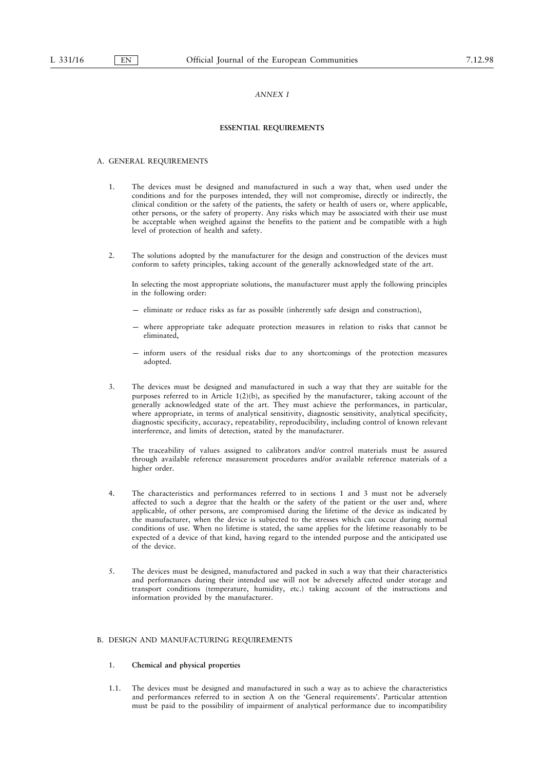*ANNEX I*

## ESSENTIAL REQUIREMENTS

### A. GENERAL REQUIREMENTS

1. The devices must be designed and manufactured in such a way that, when used under the conditions and for the purposes intended, they will not compromise, directly or indirectly, the clinical condition or the safety of the patients, the safety or health of users or, where applicable, other persons, or the safety of property. Any risks which may be associated with their use must be acceptable when weighed against the benefits to the patient and be compatible with a high level of protection of health and safety.

2. The solutions adopted by the manufacturer for the design and construction of the devices must conform to safety principles, taking account of the generally acknowledged state of the art.

   In selecting the most appropriate solutions, the manufacturer must apply the following principles in the following order:

   — eliminate or reduce risks as far as possible (inherently safe design and construction),

   — where appropriate take adequate protection measures in relation to risks that cannot be eliminated,

   — inform users of the residual risks due to any shortcomings of the protection measures adopted.

3. The devices must be designed and manufactured in such a way that they are suitable for the purposes referred to in Article 1(2)(b), as specified by the manufacturer, taking account of the generally acknowledged state of the art. They must achieve the performances, in particular, where appropriate, in terms of analytical sensitivity, diagnostic sensitivity, analytical specificity, diagnostic specificity, accuracy, repeatability, reproducibility, including control of known relevant interference, and limits of detection, stated by the manufacturer.

   The traceability of values assigned to calibrators and/or control materials must be assured through available reference measurement procedures and/or available reference materials of a higher order.

4. The characteristics and performances referred to in sections 1 and 3 must not be adversely affected to such a degree that the health or the safety of the patient or the user and, where applicable, of other persons, are compromised during the lifetime of the device as indicated by the manufacturer, when the device is subjected to the stresses which can occur during normal conditions of use. When no lifetime is stated, the same applies for the lifetime reasonably to be expected of a device of that kind, having regard to the intended purpose and the anticipated use of the device.

5. The devices must be designed, manufactured and packed in such a way that their characteristics and performances during their intended use will not be adversely affected under storage and transport conditions (temperature, humidity, etc.) taking account of the instructions and information provided by the manufacturer.

### B. DESIGN AND MANUFACTURING REQUIREMENTS

1. **Chemical and physical properties**

1.1. The devices must be designed and manufactured in such a way as to achieve the characteristics and performances referred to in section A on the 'General requirements'. Particular attention must be paid to the possibility of impairment of analytical performance due to incompatibility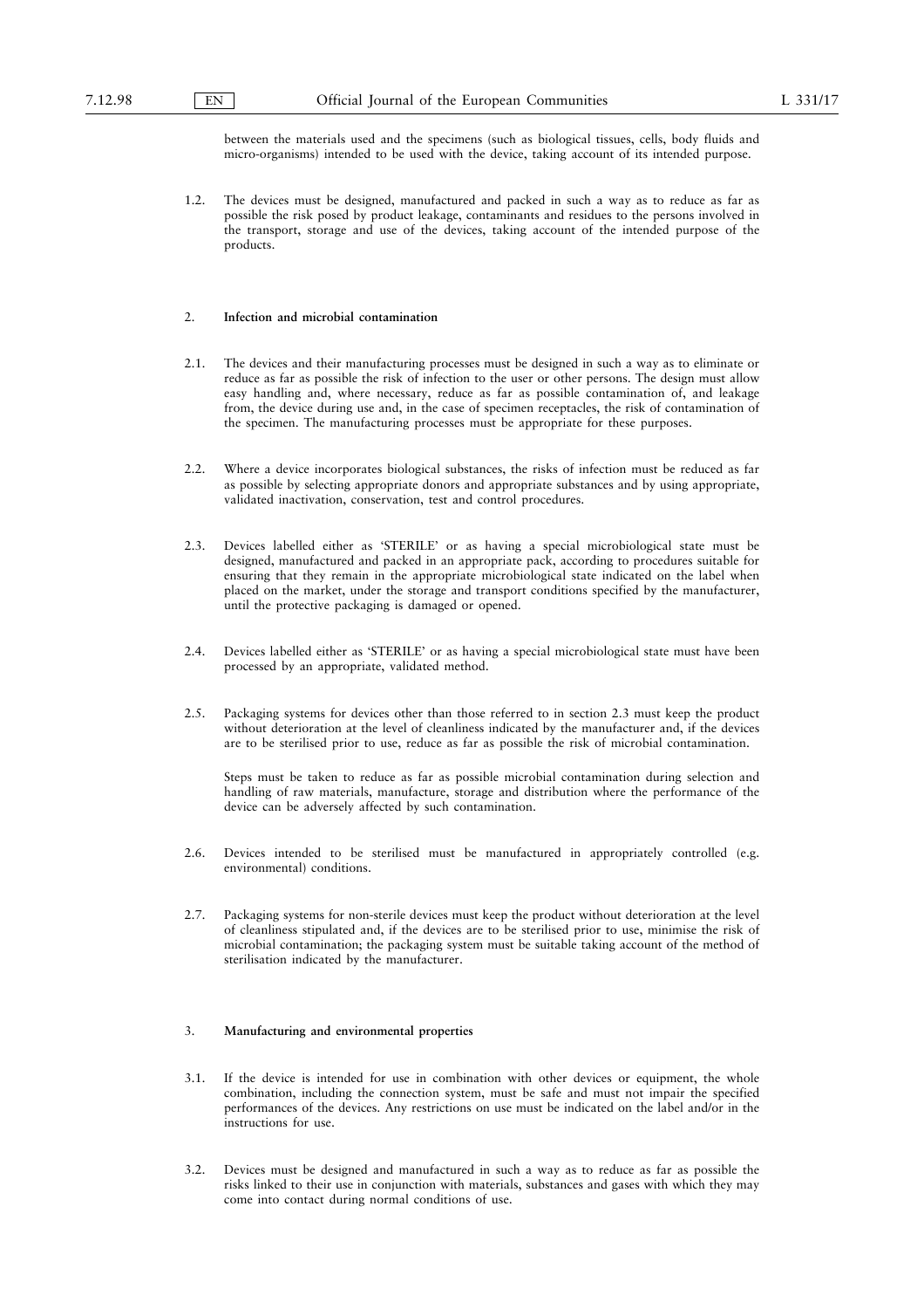between the materials used and the specimens (such as biological tissues, cells, body fluids and micro-organisms) intended to be used with the device, taking account of its intended purpose.

1.2. The devices must be designed, manufactured and packed in such a way as to reduce as far as possible the risk posed by product leakage, contaminants and residues to the persons involved in the transport, storage and use of the devices, taking account of the intended purpose of the products.

2. **Infection and microbial contamination**

2.1. The devices and their manufacturing processes must be designed in such a way as to eliminate or reduce as far as possible the risk of infection to the user or other persons. The design must allow easy handling and, where necessary, reduce as far as possible contamination of, and leakage from, the device during use and, in the case of specimen receptacles, the risk of contamination of the specimen. The manufacturing processes must be appropriate for these purposes.

2.2. Where a device incorporates biological substances, the risks of infection must be reduced as far as possible by selecting appropriate donors and appropriate substances and by using appropriate, validated inactivation, conservation, test and control procedures.

2.3. Devices labelled either as 'STERILE' or as having a special microbiological state must be designed, manufactured and packed in an appropriate pack, according to procedures suitable for ensuring that they remain in the appropriate microbiological state indicated on the label when placed on the market, under the storage and transport conditions specified by the manufacturer, until the protective packaging is damaged or opened.

2.4. Devices labelled either as 'STERILE' or as having a special microbiological state must have been processed by an appropriate, validated method.

2.5. Packaging systems for devices other than those referred to in section 2.3 must keep the product without deterioration at the level of cleanliness indicated by the manufacturer and, if the devices are to be sterilised prior to use, reduce as far as possible the risk of microbial contamination.

Steps must be taken to reduce as far as possible microbial contamination during selection and handling of raw materials, manufacture, storage and distribution where the performance of the device can be adversely affected by such contamination.

2.6. Devices intended to be sterilised must be manufactured in appropriately controlled (e.g. environmental) conditions.

2.7. Packaging systems for non-sterile devices must keep the product without deterioration at the level of cleanliness stipulated and, if the devices are to be sterilised prior to use, minimise the risk of microbial contamination; the packaging system must be suitable taking account of the method of sterilisation indicated by the manufacturer.

3. **Manufacturing and environmental properties**

3.1. If the device is intended for use in combination with other devices or equipment, the whole combination, including the connection system, must be safe and must not impair the specified performances of the devices. Any restrictions on use must be indicated on the label and/or in the instructions for use.

3.2. Devices must be designed and manufactured in such a way as to reduce as far as possible the risks linked to their use in conjunction with materials, substances and gases with which they may come into contact during normal conditions of use.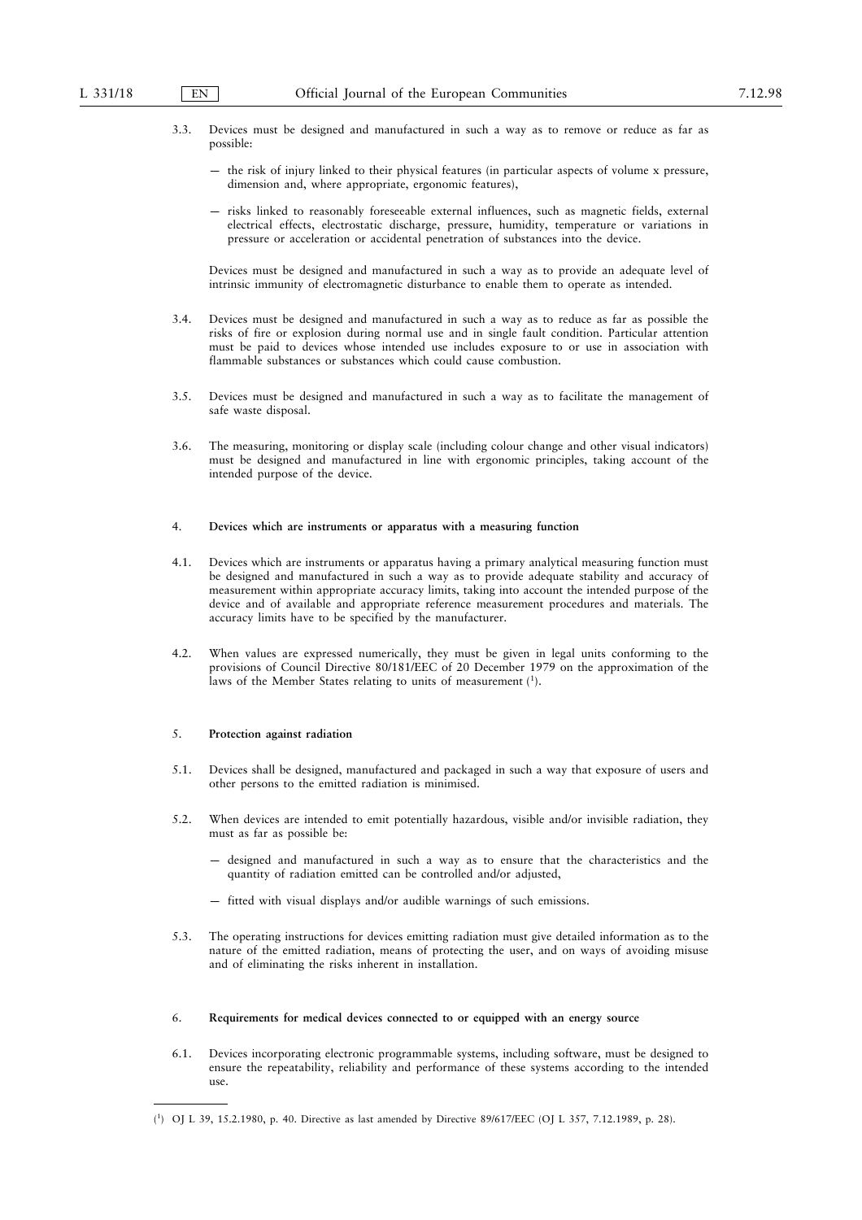3.3. Devices must be designed and manufactured in such a way as to remove or reduce as far as possible:

— the risk of injury linked to their physical features (in particular aspects of volume x pressure, dimension and, where appropriate, ergonomic features),

— risks linked to reasonably foreseeable external influences, such as magnetic fields, external electrical effects, electrostatic discharge, pressure, humidity, temperature or variations in pressure or acceleration or accidental penetration of substances into the device.

Devices must be designed and manufactured in such a way as to provide an adequate level of intrinsic immunity of electromagnetic disturbance to enable them to operate as intended.

3.4. Devices must be designed and manufactured in such a way as to reduce as far as possible the risks of fire or explosion during normal use and in single fault condition. Particular attention must be paid to devices whose intended use includes exposure to or use in association with flammable substances or substances which could cause combustion.

3.5. Devices must be designed and manufactured in such a way as to facilitate the management of safe waste disposal.

3.6. The measuring, monitoring or display scale (including colour change and other visual indicators) must be designed and manufactured in line with ergonomic principles, taking account of the intended purpose of the device.

4. **Devices which are instruments or apparatus with a measuring function**

4.1. Devices which are instruments or apparatus having a primary analytical measuring function must be designed and manufactured in such a way as to provide adequate stability and accuracy of measurement within appropriate accuracy limits, taking into account the intended purpose of the device and of available and appropriate reference measurement procedures and materials. The accuracy limits have to be specified by the manufacturer.

4.2. When values are expressed numerically, they must be given in legal units conforming to the provisions of Council Directive 80/181/EEC of 20 December 1979 on the approximation of the laws of the Member States relating to units of measurement [1].

5. **Protection against radiation**

5.1. Devices shall be designed, manufactured and packaged in such a way that exposure of users and other persons to the emitted radiation is minimised.

5.2. When devices are intended to emit potentially hazardous, visible and/or invisible radiation, they must as far as possible be:

— designed and manufactured in such a way as to ensure that the characteristics and the quantity of radiation emitted can be controlled and/or adjusted,

— fitted with visual displays and/or audible warnings of such emissions.

5.3. The operating instructions for devices emitting radiation must give detailed information as to the nature of the emitted radiation, means of protecting the user, and on ways of avoiding misuse and of eliminating the risks inherent in installation.

6. **Requirements for medical devices connected to or equipped with an energy source**

6.1. Devices incorporating electronic programmable systems, including software, must be designed to ensure the repeatability, reliability and performance of these systems according to the intended use.

---

[1] OJ L 39, 15.2.1980, p. 40. Directive as last amended by Directive 89/617/EEC (OJ L 357, 7.12.1989, p. 28).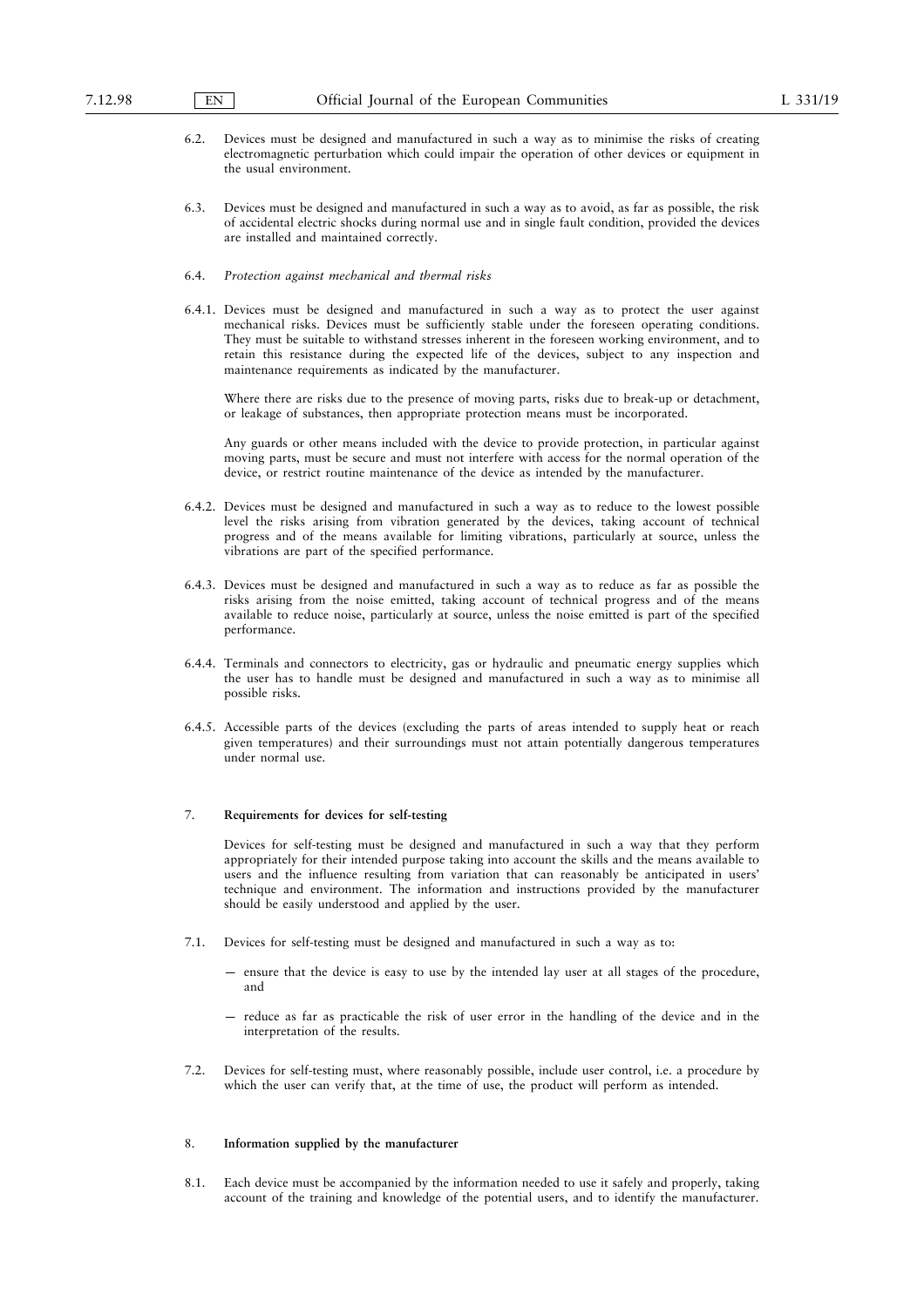6.2. Devices must be designed and manufactured in such a way as to minimise the risks of creating electromagnetic perturbation which could impair the operation of other devices or equipment in the usual environment.

6.3. Devices must be designed and manufactured in such a way as to avoid, as far as possible, the risk of accidental electric shocks during normal use and in single fault condition, provided the devices are installed and maintained correctly.

6.4. *Protection against mechanical and thermal risks*

6.4.1. Devices must be designed and manufactured in such a way as to protect the user against mechanical risks. Devices must be sufficiently stable under the foreseen operating conditions. They must be suitable to withstand stresses inherent in the foreseen working environment, and to retain this resistance during the expected life of the devices, subject to any inspection and maintenance requirements as indicated by the manufacturer.

Where there are risks due to the presence of moving parts, risks due to break-up or detachment, or leakage of substances, then appropriate protection means must be incorporated.

Any guards or other means included with the device to provide protection, in particular against moving parts, must be secure and must not interfere with access for the normal operation of the device, or restrict routine maintenance of the device as intended by the manufacturer.

6.4.2. Devices must be designed and manufactured in such a way as to reduce to the lowest possible level the risks arising from vibration generated by the devices, taking account of technical progress and of the means available for limiting vibrations, particularly at source, unless the vibrations are part of the specified performance.

6.4.3. Devices must be designed and manufactured in such a way as to reduce as far as possible the risks arising from the noise emitted, taking account of technical progress and of the means available to reduce noise, particularly at source, unless the noise emitted is part of the specified performance.

6.4.4. Terminals and connectors to electricity, gas or hydraulic and pneumatic energy supplies which the user has to handle must be designed and manufactured in such a way as to minimise all possible risks.

6.4.5. Accessible parts of the devices (excluding the parts of areas intended to supply heat or reach given temperatures) and their surroundings must not attain potentially dangerous temperatures under normal use.

7. **Requirements for devices for self-testing**

Devices for self-testing must be designed and manufactured in such a way that they perform appropriately for their intended purpose taking into account the skills and the means available to users and the influence resulting from variation that can reasonably be anticipated in users' technique and environment. The information and instructions provided by the manufacturer should be easily understood and applied by the user.

7.1. Devices for self-testing must be designed and manufactured in such a way as to:

— ensure that the device is easy to use by the intended lay user at all stages of the procedure, and

— reduce as far as practicable the risk of user error in the handling of the device and in the interpretation of the results.

7.2. Devices for self-testing must, where reasonably possible, include user control, i.e. a procedure by which the user can verify that, at the time of use, the product will perform as intended.

8. **Information supplied by the manufacturer**

8.1. Each device must be accompanied by the information needed to use it safely and properly, taking account of the training and knowledge of the potential users, and to identify the manufacturer.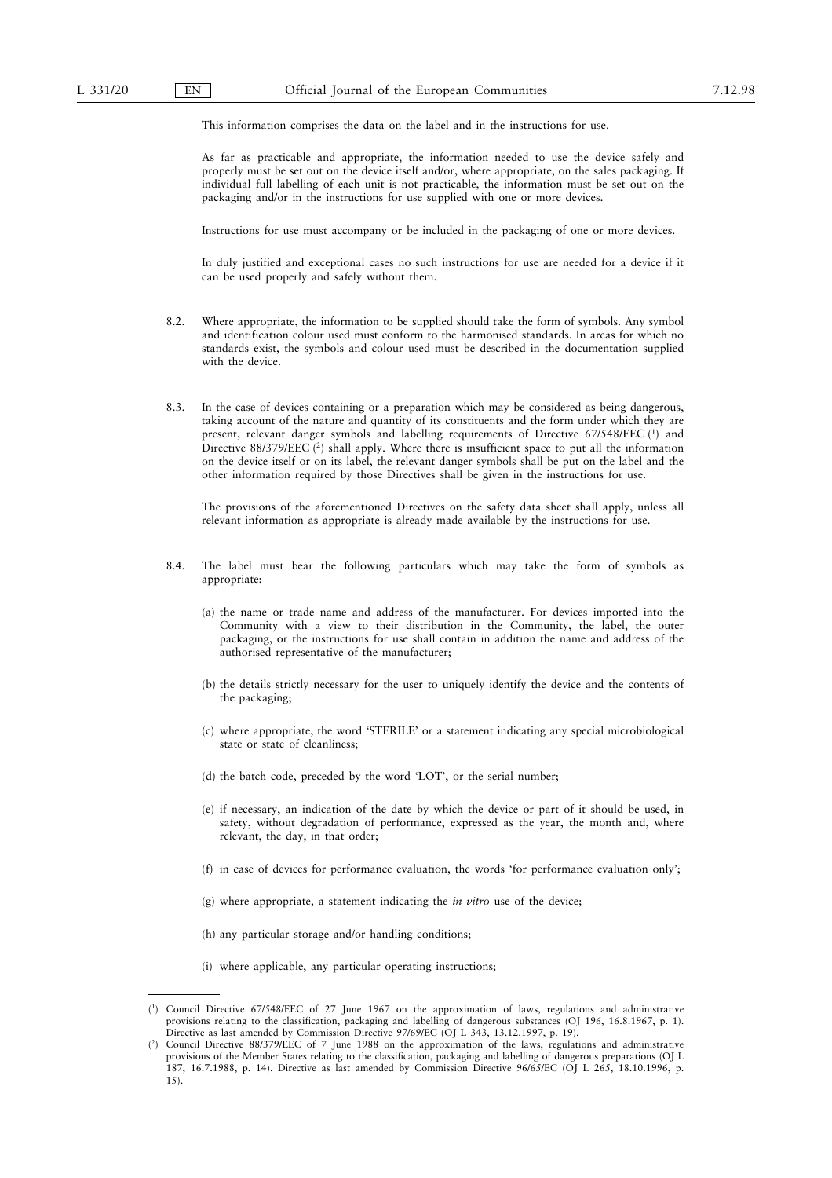This information comprises the data on the label and in the instructions for use.

As far as practicable and appropriate, the information needed to use the device safely and properly must be set out on the device itself and/or, where appropriate, on the sales packaging. If individual full labelling of each unit is not practicable, the information must be set out on the packaging and/or in the instructions for use supplied with one or more devices.

Instructions for use must accompany or be included in the packaging of one or more devices.

In duly justified and exceptional cases no such instructions for use are needed for a device if it can be used properly and safely without them.

8.2. Where appropriate, the information to be supplied should take the form of symbols. Any symbol and identification colour used must conform to the harmonised standards. In areas for which no standards exist, the symbols and colour used must be described in the documentation supplied with the device.

8.3. In the case of devices containing or a preparation which may be considered as being dangerous, taking account of the nature and quantity of its constituents and the form under which they are present, relevant danger symbols and labelling requirements of Directive 67/548/EEC [1] and Directive 88/379/EEC [2] shall apply. Where there is insufficient space to put all the information on the device itself or on its label, the relevant danger symbols shall be put on the label and the other information required by those Directives shall be given in the instructions for use.

The provisions of the aforementioned Directives on the safety data sheet shall apply, unless all relevant information as appropriate is already made available by the instructions for use.

8.4. The label must bear the following particulars which may take the form of symbols as appropriate:

(a) the name or trade name and address of the manufacturer. For devices imported into the Community with a view to their distribution in the Community, the label, the outer packaging, or the instructions for use shall contain in addition the name and address of the authorised representative of the manufacturer;

(b) the details strictly necessary for the user to uniquely identify the device and the contents of the packaging;

(c) where appropriate, the word 'STERILE' or a statement indicating any special microbiological state or state of cleanliness;

(d) the batch code, preceded by the word 'LOT', or the serial number;

(e) if necessary, an indication of the date by which the device or part of it should be used, in safety, without degradation of performance, expressed as the year, the month and, where relevant, the day, in that order;

(f) in case of devices for performance evaluation, the words 'for performance evaluation only';

(g) where appropriate, a statement indicating the *in vitro* use of the device;

(h) any particular storage and/or handling conditions;

(i) where applicable, any particular operating instructions;

---

[1] Council Directive 67/548/EEC of 27 June 1967 on the approximation of laws, regulations and administrative provisions relating to the classification, packaging and labelling of dangerous substances (OJ 196, 16.8.1967, p. 1). Directive as last amended by Commission Directive 97/69/EC (OJ L 343, 13.12.1997, p. 19).

[2] Council Directive 88/379/EEC of 7 June 1988 on the approximation of the laws, regulations and administrative provisions of the Member States relating to the classification, packaging and labelling of dangerous preparations (OJ L 187, 16.7.1988, p. 14). Directive as last amended by Commission Directive 96/65/EC (OJ L 265, 18.10.1996, p. 15).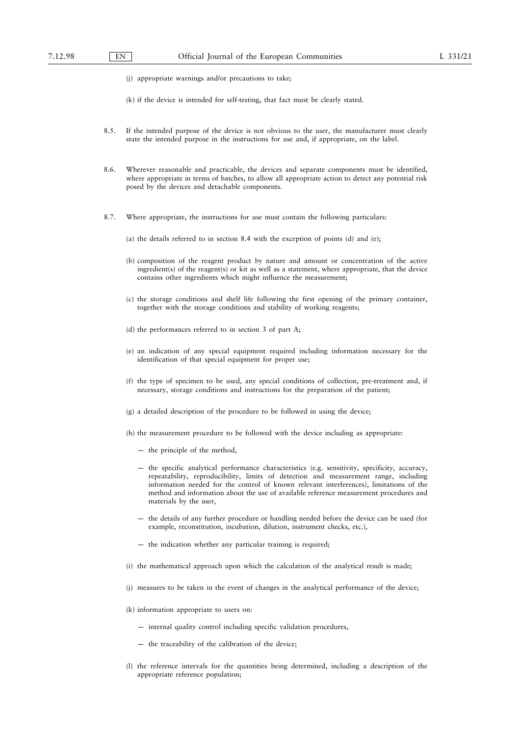(j) appropriate warnings and/or precautions to take;

(k) if the device is intended for self-testing, that fact must be clearly stated.

8.5. If the intended purpose of the device is not obvious to the user, the manufacturer must clearly state the intended purpose in the instructions for use and, if appropriate, on the label.

8.6. Wherever reasonable and practicable, the devices and separate components must be identified, where appropriate in terms of batches, to allow all appropriate action to detect any potential risk posed by the devices and detachable components.

8.7. Where appropriate, the instructions for use must contain the following particulars:

(a) the details referred to in section 8.4 with the exception of points (d) and (e);

(b) composition of the reagent product by nature and amount or concentration of the active ingredient(s) of the reagent(s) or kit as well as a statement, where appropriate, that the device contains other ingredients which might influence the measurement;

(c) the storage conditions and shelf life following the first opening of the primary container, together with the storage conditions and stability of working reagents;

(d) the performances referred to in section 3 of part A;

(e) an indication of any special equipment required including information necessary for the identification of that special equipment for proper use;

(f) the type of specimen to be used, any special conditions of collection, pre-treatment and, if necessary, storage conditions and instructions for the preparation of the patient;

(g) a detailed description of the procedure to be followed in using the device;

(h) the measurement procedure to be followed with the device including as appropriate:

- the principle of the method,
- the specific analytical performance characteristics (e.g. sensitivity, specificity, accuracy, repeatability, reproducibility, limits of detection and measurement range, including information needed for the control of known relevant interferences), limitations of the method and information about the use of available reference measurement procedures and materials by the user,
- the details of any further procedure or handling needed before the device can be used (for example, reconstitution, incubation, dilution, instrument checks, etc.),
- the indication whether any particular training is required;

(i) the mathematical approach upon which the calculation of the analytical result is made;

(j) measures to be taken in the event of changes in the analytical performance of the device;

(k) information appropriate to users on:

- internal quality control including specific validation procedures,
- the traceability of the calibration of the device;

(l) the reference intervals for the quantities being determined, including a description of the appropriate reference population;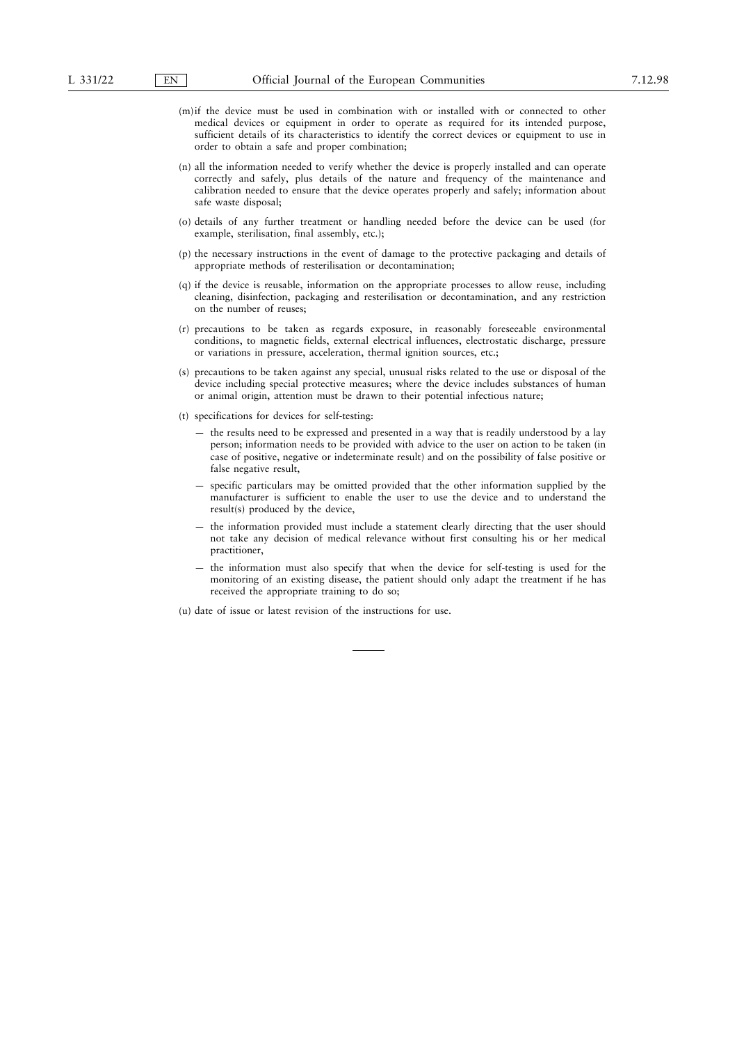(m) if the device must be used in combination with or installed with or connected to other medical devices or equipment in order to operate as required for its intended purpose, sufficient details of its characteristics to identify the correct devices or equipment to use in order to obtain a safe and proper combination;

(n) all the information needed to verify whether the device is properly installed and can operate correctly and safely, plus details of the nature and frequency of the maintenance and calibration needed to ensure that the device operates properly and safely; information about safe waste disposal;

(o) details of any further treatment or handling needed before the device can be used (for example, sterilisation, final assembly, etc.);

(p) the necessary instructions in the event of damage to the protective packaging and details of appropriate methods of resterilisation or decontamination;

(q) if the device is reusable, information on the appropriate processes to allow reuse, including cleaning, disinfection, packaging and resterilisation or decontamination, and any restriction on the number of reuses;

(r) precautions to be taken as regards exposure, in reasonably foreseeable environmental conditions, to magnetic fields, external electrical influences, electrostatic discharge, pressure or variations in pressure, acceleration, thermal ignition sources, etc.;

(s) precautions to be taken against any special, unusual risks related to the use or disposal of the device including special protective measures; where the device includes substances of human or animal origin, attention must be drawn to their potential infectious nature;

(t) specifications for devices for self-testing:

— the results need to be expressed and presented in a way that is readily understood by a lay person; information needs to be provided with advice to the user on action to be taken (in case of positive, negative or indeterminate result) and on the possibility of false positive or false negative result,

— specific particulars may be omitted provided that the other information supplied by the manufacturer is sufficient to enable the user to use the device and to understand the result(s) produced by the device,

— the information provided must include a statement clearly directing that the user should not take any decision of medical relevance without first consulting his or her medical practitioner,

— the information must also specify that when the device for self-testing is used for the monitoring of an existing disease, the patient should only adapt the treatment if he has received the appropriate training to do so;

(u) date of issue or latest revision of the instructions for use.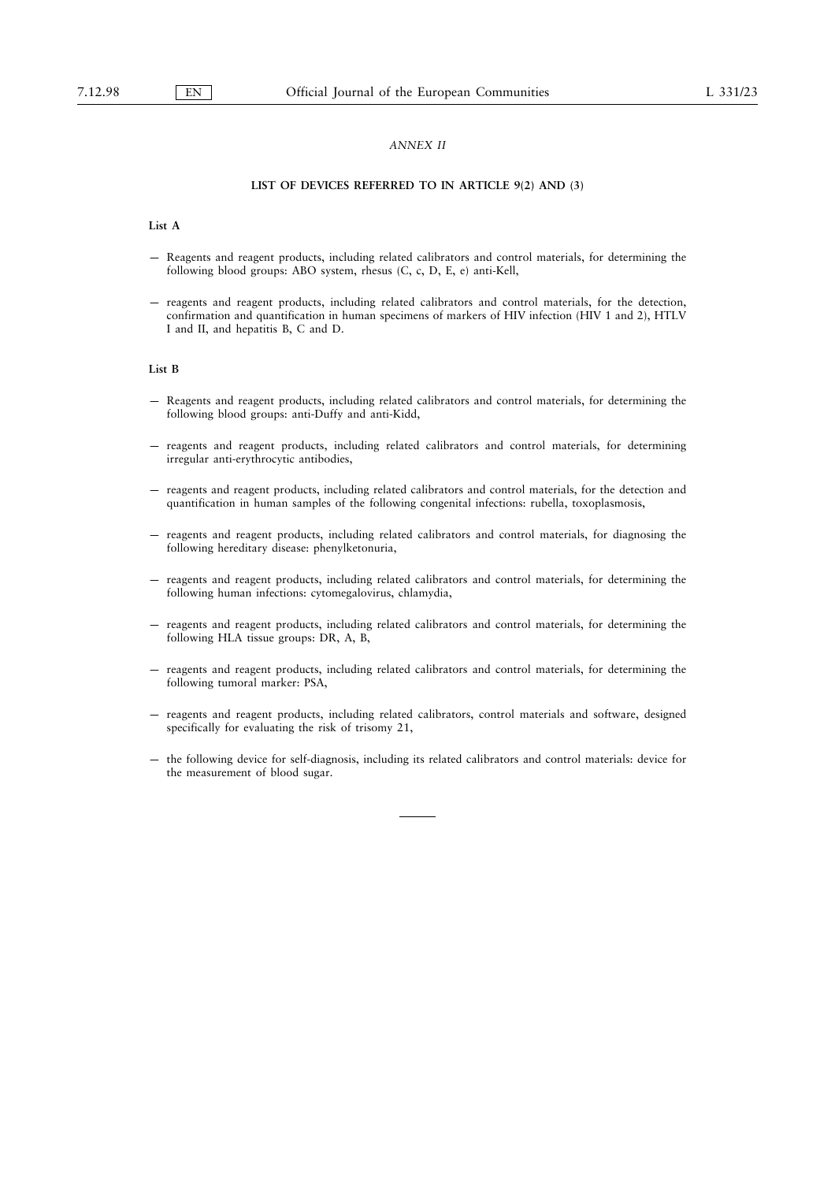*ANNEX II*

**LIST OF DEVICES REFERRED TO IN ARTICLE 9(2) AND (3)**

**List A**

— Reagents and reagent products, including related calibrators and control materials, for determining the following blood groups: ABO system, rhesus (C, c, D, E, e) anti-Kell,

— reagents and reagent products, including related calibrators and control materials, for the detection, confirmation and quantification in human specimens of markers of HIV infection (HIV 1 and 2), HTLV I and II, and hepatitis B, C and D.

**List B**

— Reagents and reagent products, including related calibrators and control materials, for determining the following blood groups: anti-Duffy and anti-Kidd,

— reagents and reagent products, including related calibrators and control materials, for determining irregular anti-erythrocytic antibodies,

— reagents and reagent products, including related calibrators and control materials, for the detection and quantification in human samples of the following congenital infections: rubella, toxoplasmosis,

— reagents and reagent products, including related calibrators and control materials, for diagnosing the following hereditary disease: phenylketonuria,

— reagents and reagent products, including related calibrators and control materials, for determining the following human infections: cytomegalovirus, chlamydia,

— reagents and reagent products, including related calibrators and control materials, for determining the following HLA tissue groups: DR, A, B,

— reagents and reagent products, including related calibrators and control materials, for determining the following tumoral marker: PSA,

— reagents and reagent products, including related calibrators, control materials and software, designed specifically for evaluating the risk of trisomy 21,

— the following device for self-diagnosis, including its related calibrators and control materials: device for the measurement of blood sugar.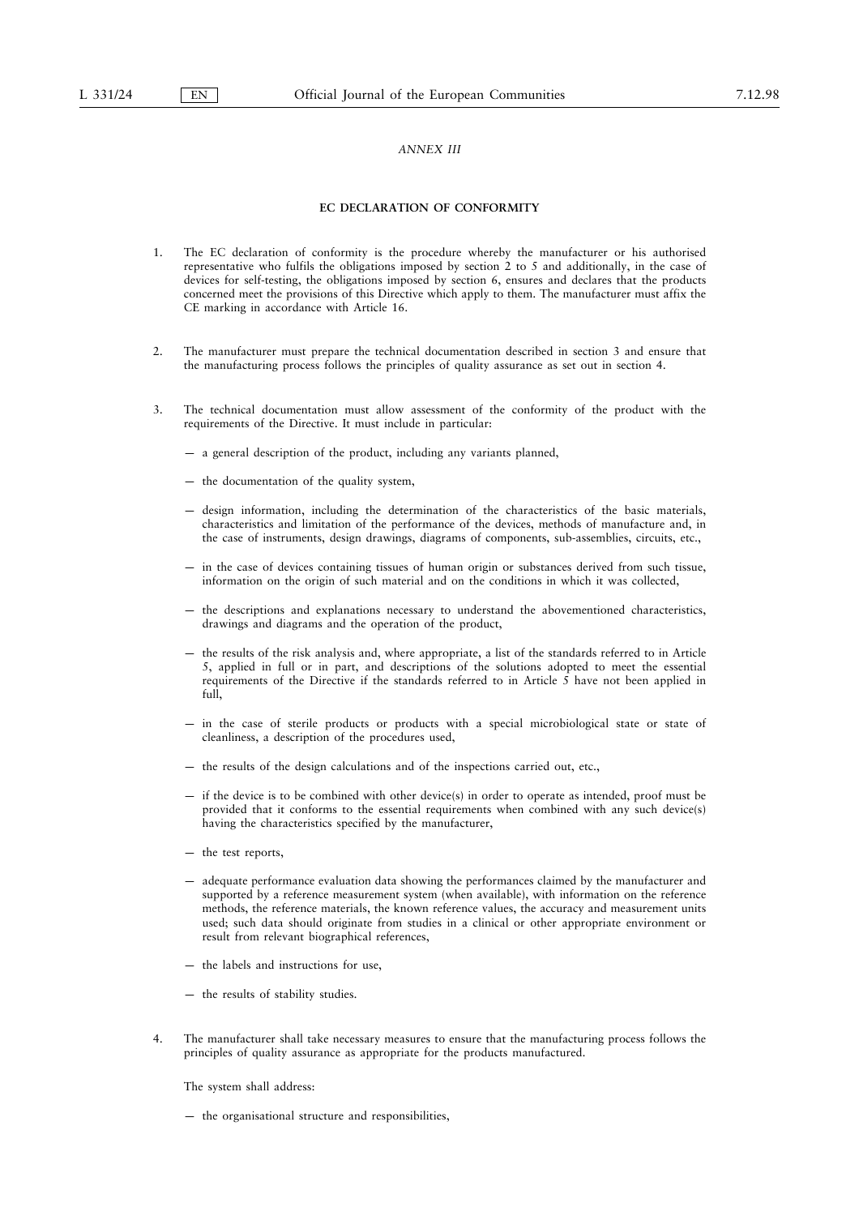*ANNEX III*

**EC DECLARATION OF CONFORMITY**

1. The EC declaration of conformity is the procedure whereby the manufacturer or his authorised representative who fulfils the obligations imposed by section 2 to 5 and additionally, in the case of devices for self-testing, the obligations imposed by section 6, ensures and declares that the products concerned meet the provisions of this Directive which apply to them. The manufacturer must affix the CE marking in accordance with Article 16.

2. The manufacturer must prepare the technical documentation described in section 3 and ensure that the manufacturing process follows the principles of quality assurance as set out in section 4.

3. The technical documentation must allow assessment of the conformity of the product with the requirements of the Directive. It must include in particular:

   — a general description of the product, including any variants planned,

   — the documentation of the quality system,

   — design information, including the determination of the characteristics of the basic materials, characteristics and limitation of the performance of the devices, methods of manufacture and, in the case of instruments, design drawings, diagrams of components, sub-assemblies, circuits, etc.,

   — in the case of devices containing tissues of human origin or substances derived from such tissue, information on the origin of such material and on the conditions in which it was collected,

   — the descriptions and explanations necessary to understand the abovementioned characteristics, drawings and diagrams and the operation of the product,

   — the results of the risk analysis and, where appropriate, a list of the standards referred to in Article 5, applied in full or in part, and descriptions of the solutions adopted to meet the essential requirements of the Directive if the standards referred to in Article 5 have not been applied in full,

   — in the case of sterile products or products with a special microbiological state or state of cleanliness, a description of the procedures used,

   — the results of the design calculations and of the inspections carried out, etc.,

   — if the device is to be combined with other device(s) in order to operate as intended, proof must be provided that it conforms to the essential requirements when combined with any such device(s) having the characteristics specified by the manufacturer,

   — the test reports,

   — adequate performance evaluation data showing the performances claimed by the manufacturer and supported by a reference measurement system (when available), with information on the reference methods, the reference materials, the known reference values, the accuracy and measurement units used; such data should originate from studies in a clinical or other appropriate environment or result from relevant biographical references,

   — the labels and instructions for use,

   — the results of stability studies.

4. The manufacturer shall take necessary measures to ensure that the manufacturing process follows the principles of quality assurance as appropriate for the products manufactured.

   The system shall address:

   — the organisational structure and responsibilities,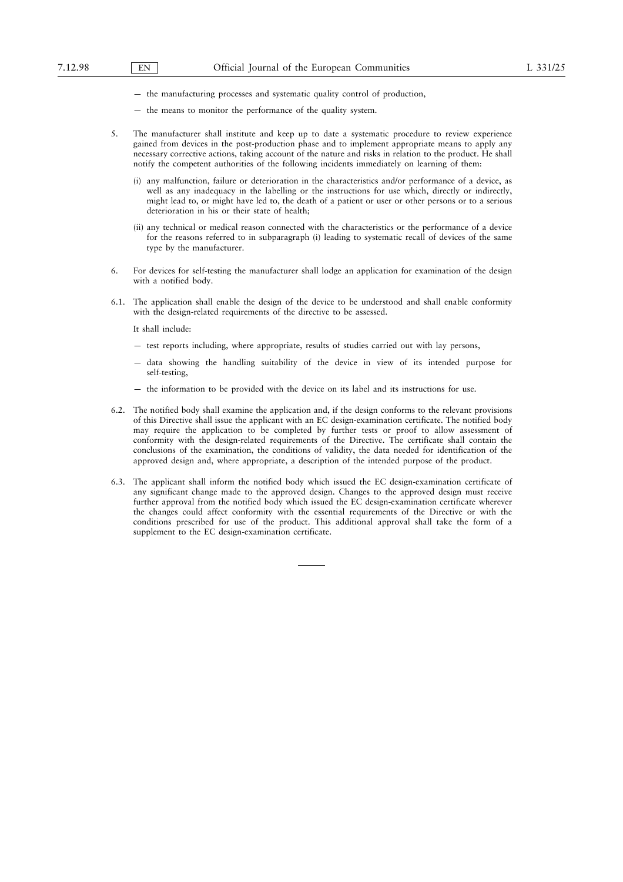— the manufacturing processes and systematic quality control of production,

— the means to monitor the performance of the quality system.

5. The manufacturer shall institute and keep up to date a systematic procedure to review experience gained from devices in the post-production phase and to implement appropriate means to apply any necessary corrective actions, taking account of the nature and risks in relation to the product. He shall notify the competent authorities of the following incidents immediately on learning of them:

   (i) any malfunction, failure or deterioration in the characteristics and/or performance of a device, as well as any inadequacy in the labelling or the instructions for use which, directly or indirectly, might lead to, or might have led to, the death of a patient or user or other persons or to a serious deterioration in his or their state of health;

   (ii) any technical or medical reason connected with the characteristics or the performance of a device for the reasons referred to in subparagraph (i) leading to systematic recall of devices of the same type by the manufacturer.

6. For devices for self-testing the manufacturer shall lodge an application for examination of the design with a notified body.

6.1. The application shall enable the design of the device to be understood and shall enable conformity with the design-related requirements of the directive to be assessed.

   It shall include:

   — test reports including, where appropriate, results of studies carried out with lay persons,

   — data showing the handling suitability of the device in view of its intended purpose for self-testing,

   — the information to be provided with the device on its label and its instructions for use.

6.2. The notified body shall examine the application and, if the design conforms to the relevant provisions of this Directive shall issue the applicant with an EC design-examination certificate. The notified body may require the application to be completed by further tests or proof to allow assessment of conformity with the design-related requirements of the Directive. The certificate shall contain the conclusions of the examination, the conditions of validity, the data needed for identification of the approved design and, where appropriate, a description of the intended purpose of the product.

6.3. The applicant shall inform the notified body which issued the EC design-examination certificate of any significant change made to the approved design. Changes to the approved design must receive further approval from the notified body which issued the EC design-examination certificate wherever the changes could affect conformity with the essential requirements of the Directive or with the conditions prescribed for use of the product. This additional approval shall take the form of a supplement to the EC design-examination certificate.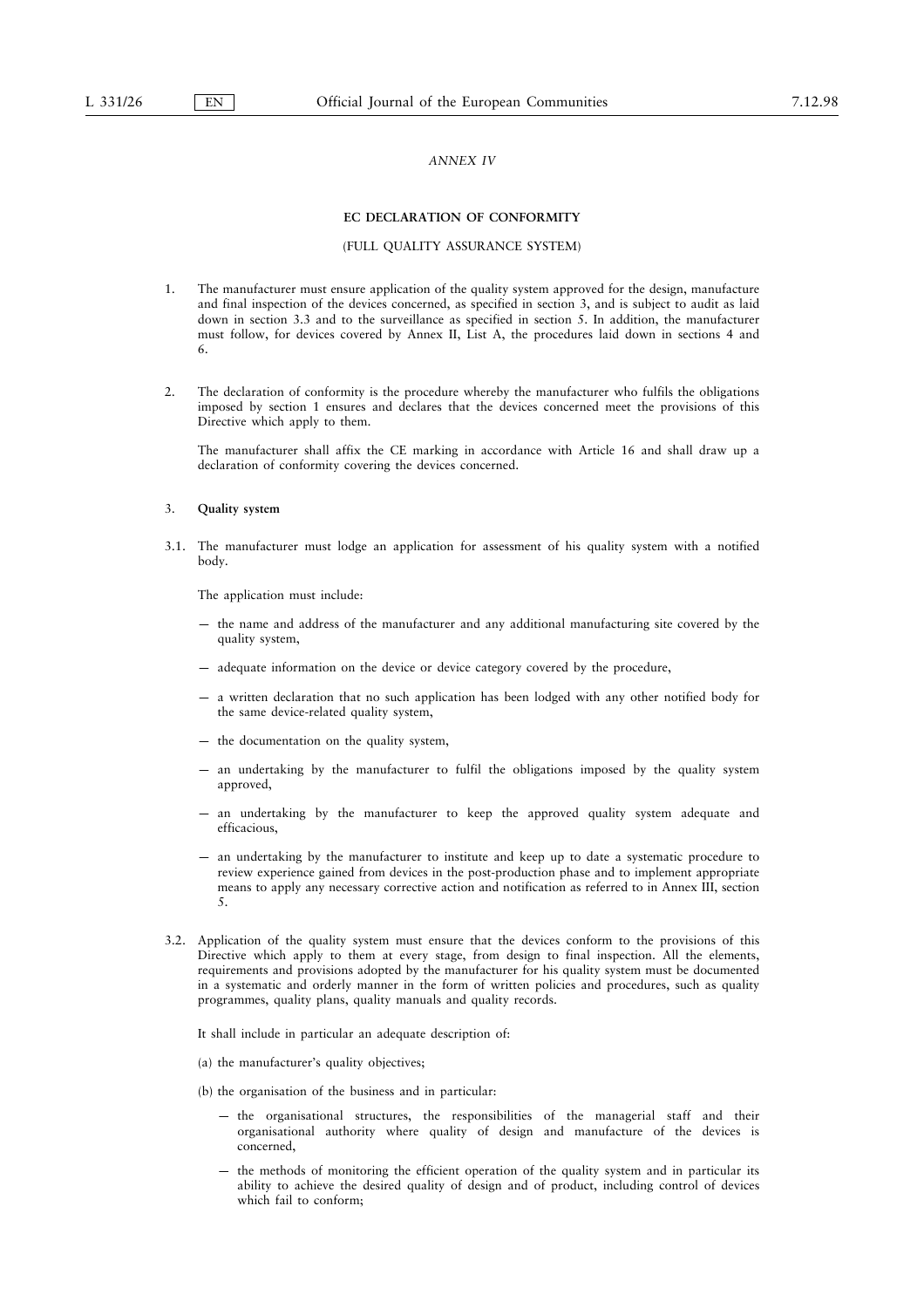*ANNEX IV*

**EC DECLARATION OF CONFORMITY**

(FULL QUALITY ASSURANCE SYSTEM)

1. The manufacturer must ensure application of the quality system approved for the design, manufacture and final inspection of the devices concerned, as specified in section 3, and is subject to audit as laid down in section 3.3 and to the surveillance as specified in section 5. In addition, the manufacturer must follow, for devices covered by Annex II, List A, the procedures laid down in sections 4 and 6.

2. The declaration of conformity is the procedure whereby the manufacturer who fulfils the obligations imposed by section 1 ensures and declares that the devices concerned meet the provisions of this Directive which apply to them.

   The manufacturer shall affix the CE marking in accordance with Article 16 and shall draw up a declaration of conformity covering the devices concerned.

3. **Quality system**

3.1. The manufacturer must lodge an application for assessment of his quality system with a notified body.

   The application must include:

   — the name and address of the manufacturer and any additional manufacturing site covered by the quality system,

   — adequate information on the device or device category covered by the procedure,

   — a written declaration that no such application has been lodged with any other notified body for the same device-related quality system,

   — the documentation on the quality system,

   — an undertaking by the manufacturer to fulfil the obligations imposed by the quality system approved,

   — an undertaking by the manufacturer to keep the approved quality system adequate and efficacious,

   — an undertaking by the manufacturer to institute and keep up to date a systematic procedure to review experience gained from devices in the post-production phase and to implement appropriate means to apply any necessary corrective action and notification as referred to in Annex III, section 5.

3.2. Application of the quality system must ensure that the devices conform to the provisions of this Directive which apply to them at every stage, from design to final inspection. All the elements, requirements and provisions adopted by the manufacturer for his quality system must be documented in a systematic and orderly manner in the form of written policies and procedures, such as quality programmes, quality plans, quality manuals and quality records.

   It shall include in particular an adequate description of:

   (a) the manufacturer's quality objectives;

   (b) the organisation of the business and in particular:

   — the organisational structures, the responsibilities of the managerial staff and their organisational authority where quality of design and manufacture of the devices is concerned,

   — the methods of monitoring the efficient operation of the quality system and in particular its ability to achieve the desired quality of design and of product, including control of devices which fail to conform;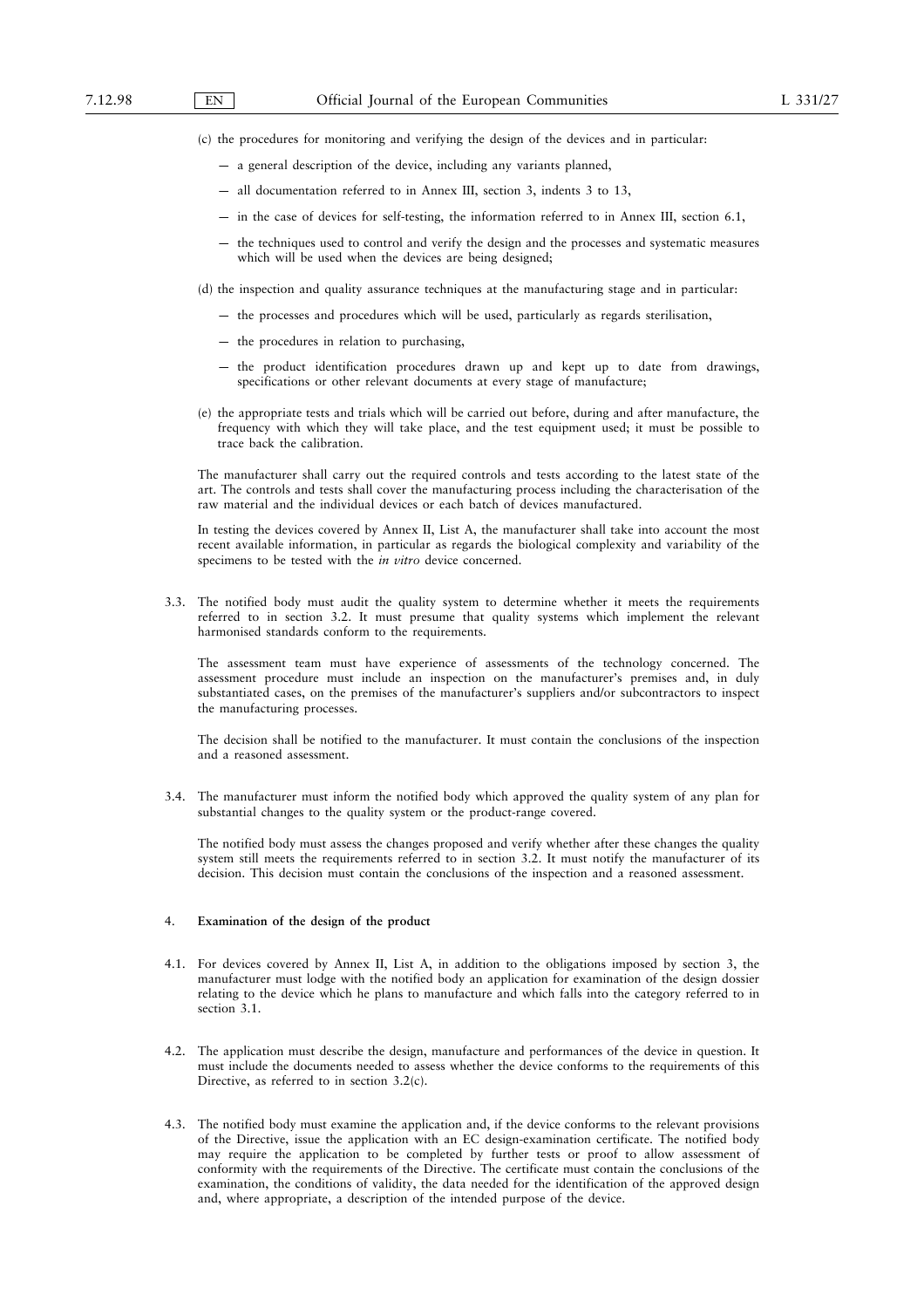(c) the procedures for monitoring and verifying the design of the devices and in particular:

— a general description of the device, including any variants planned,

— all documentation referred to in Annex III, section 3, indents 3 to 13,

— in the case of devices for self-testing, the information referred to in Annex III, section 6.1,

— the techniques used to control and verify the design and the processes and systematic measures which will be used when the devices are being designed;

(d) the inspection and quality assurance techniques at the manufacturing stage and in particular:

— the processes and procedures which will be used, particularly as regards sterilisation,

— the procedures in relation to purchasing,

— the product identification procedures drawn up and kept up to date from drawings, specifications or other relevant documents at every stage of manufacture;

(e) the appropriate tests and trials which will be carried out before, during and after manufacture, the frequency with which they will take place, and the test equipment used; it must be possible to trace back the calibration.

The manufacturer shall carry out the required controls and tests according to the latest state of the art. The controls and tests shall cover the manufacturing process including the characterisation of the raw material and the individual devices or each batch of devices manufactured.

In testing the devices covered by Annex II, List A, the manufacturer shall take into account the most recent available information, in particular as regards the biological complexity and variability of the specimens to be tested with the *in vitro* device concerned.

3.3. The notified body must audit the quality system to determine whether it meets the requirements referred to in section 3.2. It must presume that quality systems which implement the relevant harmonised standards conform to the requirements.

The assessment team must have experience of assessments of the technology concerned. The assessment procedure must include an inspection on the manufacturer's premises and, in duly substantiated cases, on the premises of the manufacturer's suppliers and/or subcontractors to inspect the manufacturing processes.

The decision shall be notified to the manufacturer. It must contain the conclusions of the inspection and a reasoned assessment.

3.4. The manufacturer must inform the notified body which approved the quality system of any plan for substantial changes to the quality system or the product-range covered.

The notified body must assess the changes proposed and verify whether after these changes the quality system still meets the requirements referred to in section 3.2. It must notify the manufacturer of its decision. This decision must contain the conclusions of the inspection and a reasoned assessment.

4. **Examination of the design of the product**

4.1. For devices covered by Annex II, List A, in addition to the obligations imposed by section 3, the manufacturer must lodge with the notified body an application for examination of the design dossier relating to the device which he plans to manufacture and which falls into the category referred to in section 3.1.

4.2. The application must describe the design, manufacture and performances of the device in question. It must include the documents needed to assess whether the device conforms to the requirements of this Directive, as referred to in section 3.2(c).

4.3. The notified body must examine the application and, if the device conforms to the relevant provisions of the Directive, issue the application with an EC design-examination certificate. The notified body may require the application to be completed by further tests or proof to allow assessment of conformity with the requirements of the Directive. The certificate must contain the conclusions of the examination, the conditions of validity, the data needed for the identification of the approved design and, where appropriate, a description of the intended purpose of the device.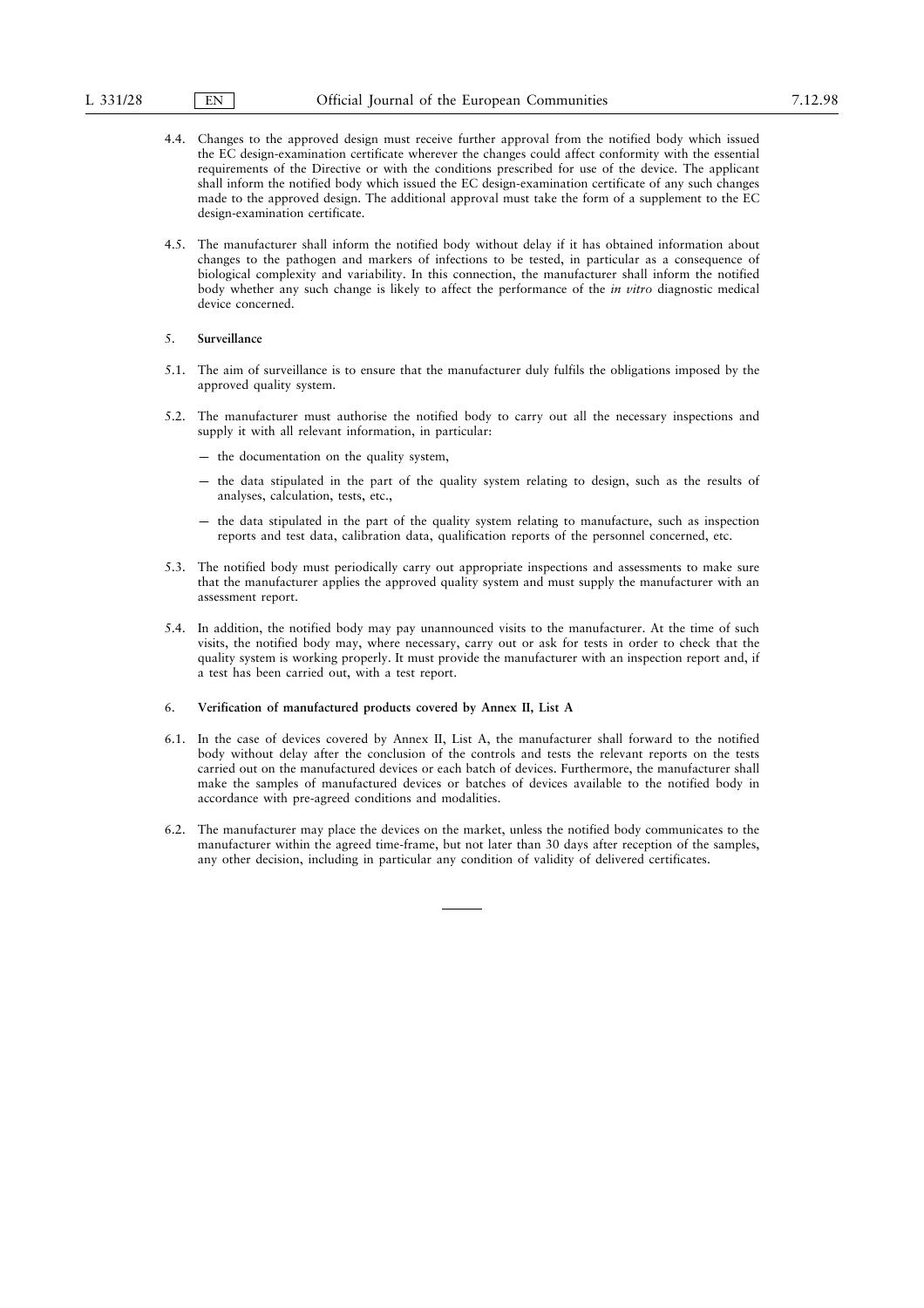4.4. Changes to the approved design must receive further approval from the notified body which issued the EC design-examination certificate wherever the changes could affect conformity with the essential requirements of the Directive or with the conditions prescribed for use of the device. The applicant shall inform the notified body which issued the EC design-examination certificate of any such changes made to the approved design. The additional approval must take the form of a supplement to the EC design-examination certificate.

4.5. The manufacturer shall inform the notified body without delay if it has obtained information about changes to the pathogen and markers of infections to be tested, in particular as a consequence of biological complexity and variability. In this connection, the manufacturer shall inform the notified body whether any such change is likely to affect the performance of the *in vitro* diagnostic medical device concerned.

5. **Surveillance**

5.1. The aim of surveillance is to ensure that the manufacturer duly fulfils the obligations imposed by the approved quality system.

5.2. The manufacturer must authorise the notified body to carry out all the necessary inspections and supply it with all relevant information, in particular:

— the documentation on the quality system,

— the data stipulated in the part of the quality system relating to design, such as the results of analyses, calculation, tests, etc.,

— the data stipulated in the part of the quality system relating to manufacture, such as inspection reports and test data, calibration data, qualification reports of the personnel concerned, etc.

5.3. The notified body must periodically carry out appropriate inspections and assessments to make sure that the manufacturer applies the approved quality system and must supply the manufacturer with an assessment report.

5.4. In addition, the notified body may pay unannounced visits to the manufacturer. At the time of such visits, the notified body may, where necessary, carry out or ask for tests in order to check that the quality system is working properly. It must provide the manufacturer with an inspection report and, if a test has been carried out, with a test report.

6. **Verification of manufactured products covered by Annex II, List A**

6.1. In the case of devices covered by Annex II, List A, the manufacturer shall forward to the notified body without delay after the conclusion of the controls and tests the relevant reports on the tests carried out on the manufactured devices or each batch of devices. Furthermore, the manufacturer shall make the samples of manufactured devices or batches of devices available to the notified body in accordance with pre-agreed conditions and modalities.

6.2. The manufacturer may place the devices on the market, unless the notified body communicates to the manufacturer within the agreed time-frame, but not later than 30 days after reception of the samples, any other decision, including in particular any condition of validity of delivered certificates.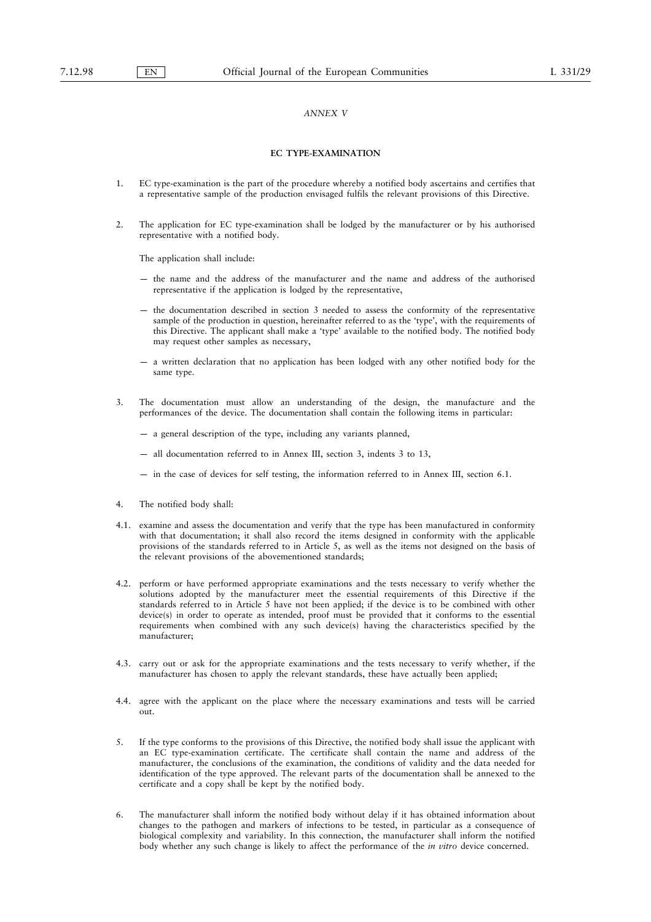*ANNEX V*

## EC TYPE-EXAMINATION

1. EC type-examination is the part of the procedure whereby a notified body ascertains and certifies that a representative sample of the production envisaged fulfils the relevant provisions of this Directive.

2. The application for EC type-examination shall be lodged by the manufacturer or by his authorised representative with a notified body.

   The application shall include:

   — the name and the address of the manufacturer and the name and address of the authorised representative if the application is lodged by the representative,

   — the documentation described in section 3 needed to assess the conformity of the representative sample of the production in question, hereinafter referred to as the 'type', with the requirements of this Directive. The applicant shall make a 'type' available to the notified body. The notified body may request other samples as necessary,

   — a written declaration that no application has been lodged with any other notified body for the same type.

3. The documentation must allow an understanding of the design, the manufacture and the performances of the device. The documentation shall contain the following items in particular:

   — a general description of the type, including any variants planned,

   — all documentation referred to in Annex III, section 3, indents 3 to 13,

   — in the case of devices for self testing, the information referred to in Annex III, section 6.1.

4. The notified body shall:

4.1. examine and assess the documentation and verify that the type has been manufactured in conformity with that documentation; it shall also record the items designed in conformity with the applicable provisions of the standards referred to in Article 5, as well as the items not designed on the basis of the relevant provisions of the abovementioned standards;

4.2. perform or have performed appropriate examinations and the tests necessary to verify whether the solutions adopted by the manufacturer meet the essential requirements of this Directive if the standards referred to in Article 5 have not been applied; if the device is to be combined with other device(s) in order to operate as intended, proof must be provided that it conforms to the essential requirements when combined with any such device(s) having the characteristics specified by the manufacturer;

4.3. carry out or ask for the appropriate examinations and the tests necessary to verify whether, if the manufacturer has chosen to apply the relevant standards, these have actually been applied;

4.4. agree with the applicant on the place where the necessary examinations and tests will be carried out.

5. If the type conforms to the provisions of this Directive, the notified body shall issue the applicant with an EC type-examination certificate. The certificate shall contain the name and address of the manufacturer, the conclusions of the examination, the conditions of validity and the data needed for identification of the type approved. The relevant parts of the documentation shall be annexed to the certificate and a copy shall be kept by the notified body.

6. The manufacturer shall inform the notified body without delay if it has obtained information about changes to the pathogen and markers of infections to be tested, in particular as a consequence of biological complexity and variability. In this connection, the manufacturer shall inform the notified body whether any such change is likely to affect the performance of the *in vitro* device concerned.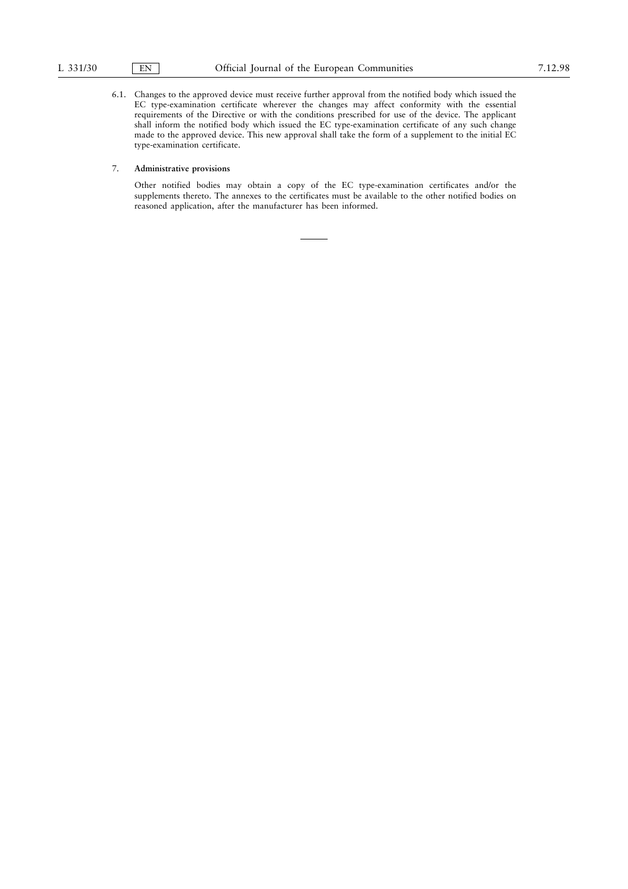6.1. Changes to the approved device must receive further approval from the notified body which issued the EC type-examination certificate wherever the changes may affect conformity with the essential requirements of the Directive or with the conditions prescribed for use of the device. The applicant shall inform the notified body which issued the EC type-examination certificate of any such change made to the approved device. This new approval shall take the form of a supplement to the initial EC type-examination certificate.

7. **Administrative provisions**

Other notified bodies may obtain a copy of the EC type-examination certificates and/or the supplements thereto. The annexes to the certificates must be available to the other notified bodies on reasoned application, after the manufacturer has been informed.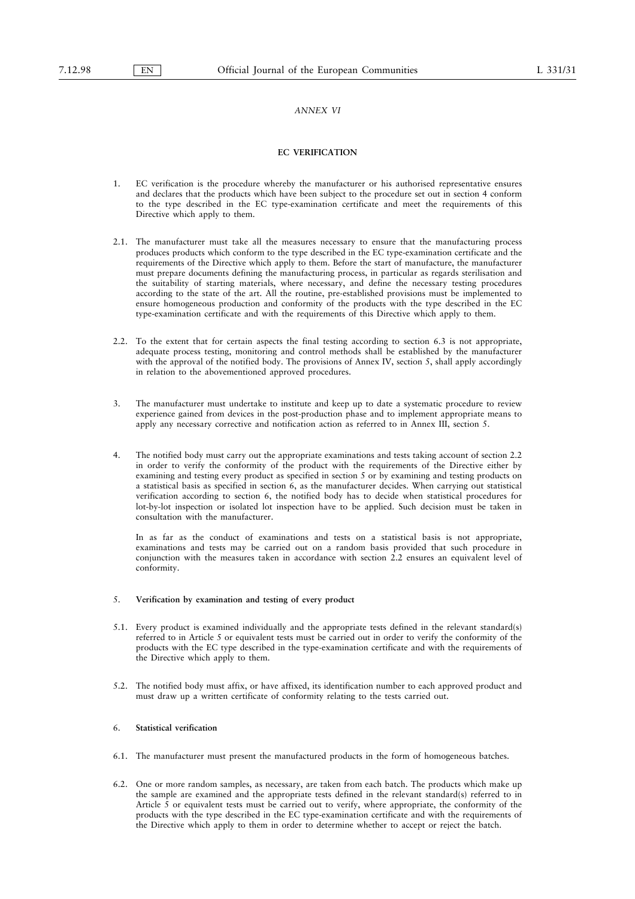*ANNEX VI*

## EC VERIFICATION

1. EC verification is the procedure whereby the manufacturer or his authorised representative ensures and declares that the products which have been subject to the procedure set out in section 4 conform to the type described in the EC type-examination certificate and meet the requirements of this Directive which apply to them.

2.1. The manufacturer must take all the measures necessary to ensure that the manufacturing process produces products which conform to the type described in the EC type-examination certificate and the requirements of the Directive which apply to them. Before the start of manufacture, the manufacturer must prepare documents defining the manufacturing process, in particular as regards sterilisation and the suitability of starting materials, where necessary, and define the necessary testing procedures according to the state of the art. All the routine, pre-established provisions must be implemented to ensure homogeneous production and conformity of the products with the type described in the EC type-examination certificate and with the requirements of this Directive which apply to them.

2.2. To the extent that for certain aspects the final testing according to section 6.3 is not appropriate, adequate process testing, monitoring and control methods shall be established by the manufacturer with the approval of the notified body. The provisions of Annex IV, section 5, shall apply accordingly in relation to the abovementioned approved procedures.

3. The manufacturer must undertake to institute and keep up to date a systematic procedure to review experience gained from devices in the post-production phase and to implement appropriate means to apply any necessary corrective and notification action as referred to in Annex III, section 5.

4. The notified body must carry out the appropriate examinations and tests taking account of section 2.2 in order to verify the conformity of the product with the requirements of the Directive either by examining and testing every product as specified in section 5 or by examining and testing products on a statistical basis as specified in section 6, as the manufacturer decides. When carrying out statistical verification according to section 6, the notified body has to decide when statistical procedures for lot-by-lot inspection or isolated lot inspection have to be applied. Such decision must be taken in consultation with the manufacturer.

   In as far as the conduct of examinations and tests on a statistical basis is not appropriate, examinations and tests may be carried out on a random basis provided that such procedure in conjunction with the measures taken in accordance with section 2.2 ensures an equivalent level of conformity.

5. **Verification by examination and testing of every product**

5.1. Every product is examined individually and the appropriate tests defined in the relevant standard(s) referred to in Article 5 or equivalent tests must be carried out in order to verify the conformity of the products with the EC type described in the type-examination certificate and with the requirements of the Directive which apply to them.

5.2. The notified body must affix, or have affixed, its identification number to each approved product and must draw up a written certificate of conformity relating to the tests carried out.

6. **Statistical verification**

6.1. The manufacturer must present the manufactured products in the form of homogeneous batches.

6.2. One or more random samples, as necessary, are taken from each batch. The products which make up the sample are examined and the appropriate tests defined in the relevant standard(s) referred to in Article 5 or equivalent tests must be carried out to verify, where appropriate, the conformity of the products with the type described in the EC type-examination certificate and with the requirements of the Directive which apply to them in order to determine whether to accept or reject the batch.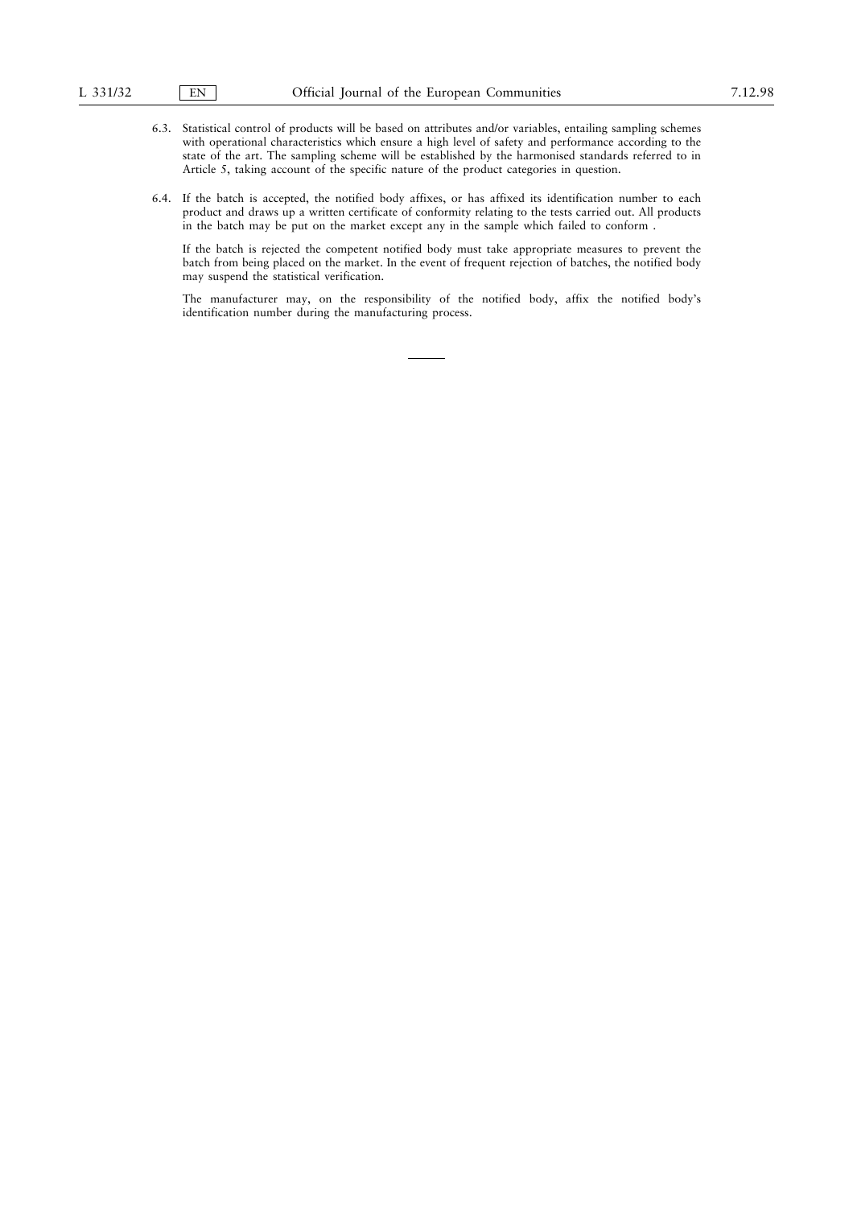6.3. Statistical control of products will be based on attributes and/or variables, entailing sampling schemes with operational characteristics which ensure a high level of safety and performance according to the state of the art. The sampling scheme will be established by the harmonised standards referred to in Article 5, taking account of the specific nature of the product categories in question.

6.4. If the batch is accepted, the notified body affixes, or has affixed its identification number to each product and draws up a written certificate of conformity relating to the tests carried out. All products in the batch may be put on the market except any in the sample which failed to conform .

If the batch is rejected the competent notified body must take appropriate measures to prevent the batch from being placed on the market. In the event of frequent rejection of batches, the notified body may suspend the statistical verification.

The manufacturer may, on the responsibility of the notified body, affix the notified body's identification number during the manufacturing process.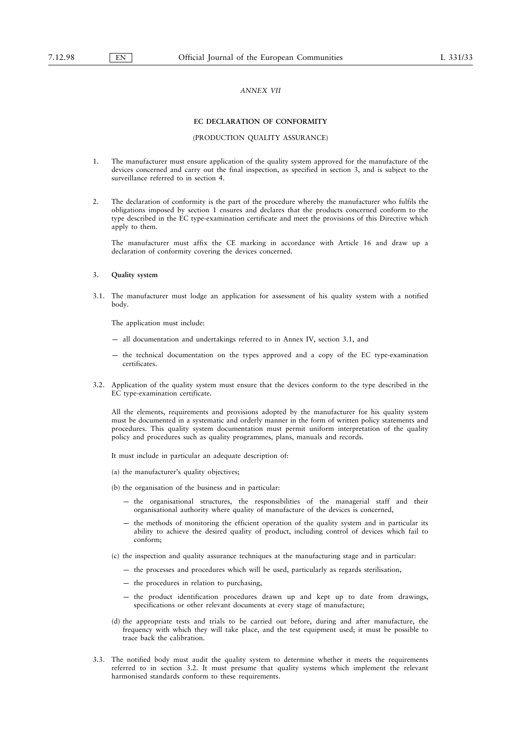*ANNEX VII*

**EC DECLARATION OF CONFORMITY**

(PRODUCTION QUALITY ASSURANCE)

1. The manufacturer must ensure application of the quality system approved for the manufacture of the devices concerned and carry out the final inspection, as specified in section 3, and is subject to the surveillance referred to in section 4.

2. The declaration of conformity is the part of the procedure whereby the manufacturer who fulfils the obligations imposed by section 1 ensures and declares that the products concerned conform to the type described in the EC type-examination certificate and meet the provisions of this Directive which apply to them.

   The manufacturer must affix the CE marking in accordance with Article 16 and draw up a declaration of conformity covering the devices concerned.

3. **Quality system**

3.1. The manufacturer must lodge an application for assessment of his quality system with a notified body.

   The application must include:

   — all documentation and undertakings referred to in Annex IV, section 3.1, and

   — the technical documentation on the types approved and a copy of the EC type-examination certificates.

3.2. Application of the quality system must ensure that the devices conform to the type described in the EC type-examination certificate.

   All the elements, requirements and provisions adopted by the manufacturer for his quality system must be documented in a systematic and orderly manner in the form of written policy statements and procedures. This quality system documentation must permit uniform interpretation of the quality policy and procedures such as quality programmes, plans, manuals and records.

   It must include in particular an adequate description of:

   (a) the manufacturer's quality objectives;

   (b) the organisation of the business and in particular:

   — the organisational structures, the responsibilities of the managerial staff and their organisational authority where quality of manufacture of the devices is concerned,

   — the methods of monitoring the efficient operation of the quality system and in particular its ability to achieve the desired quality of product, including control of devices which fail to conform;

   (c) the inspection and quality assurance techniques at the manufacturing stage and in particular:

   — the processes and procedures which will be used, particularly as regards sterilisation,

   — the procedures in relation to purchasing,

   — the product identification procedures drawn up and kept up to date from drawings, specifications or other relevant documents at every stage of manufacture;

   (d) the appropriate tests and trials to be carried out before, during and after manufacture, the frequency with which they will take place, and the test equipment used; it must be possible to trace back the calibration.

3.3. The notified body must audit the quality system to determine whether it meets the requirements referred to in section 3.2. It must presume that quality systems which implement the relevant harmonised standards conform to these requirements.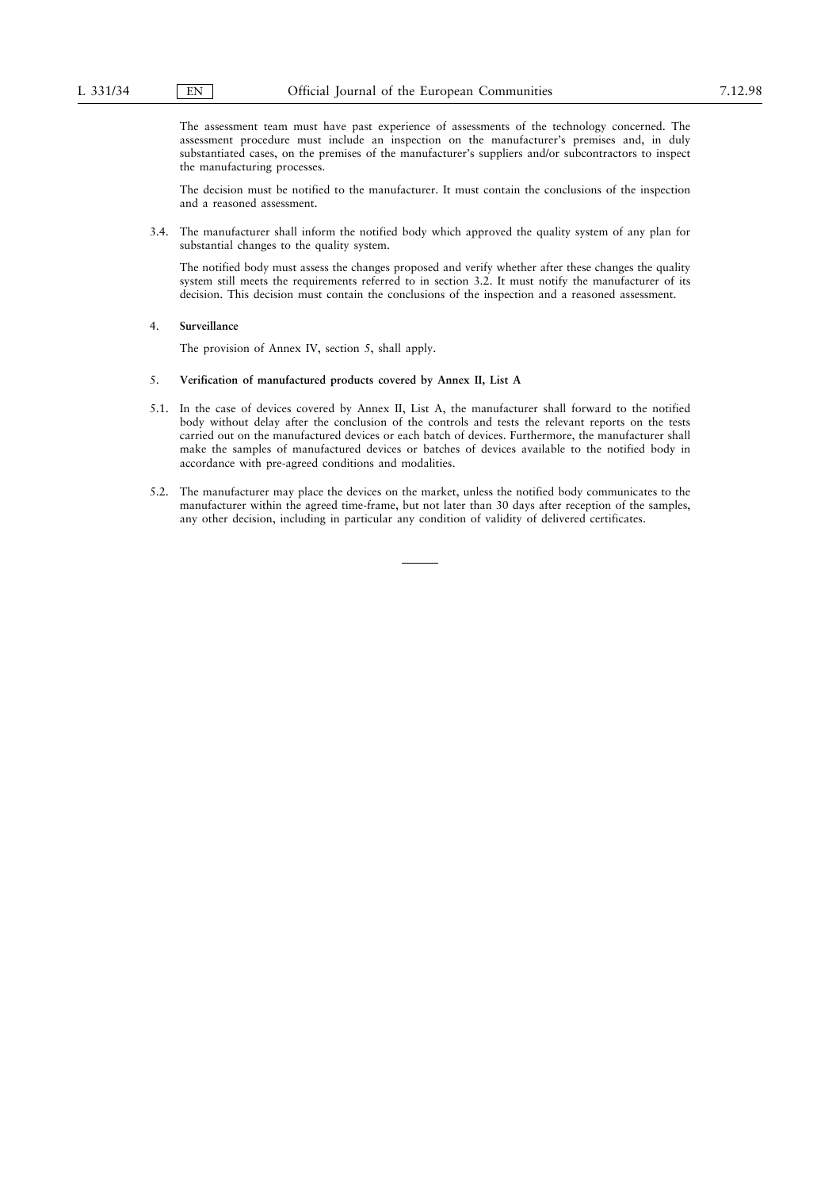The assessment team must have past experience of assessments of the technology concerned. The assessment procedure must include an inspection on the manufacturer's premises and, in duly substantiated cases, on the premises of the manufacturer's suppliers and/or subcontractors to inspect the manufacturing processes.

The decision must be notified to the manufacturer. It must contain the conclusions of the inspection and a reasoned assessment.

3.4. The manufacturer shall inform the notified body which approved the quality system of any plan for substantial changes to the quality system.

The notified body must assess the changes proposed and verify whether after these changes the quality system still meets the requirements referred to in section 3.2. It must notify the manufacturer of its decision. This decision must contain the conclusions of the inspection and a reasoned assessment.

4. **Surveillance**

The provision of Annex IV, section 5, shall apply.

5. **Verification of manufactured products covered by Annex II, List A**

5.1. In the case of devices covered by Annex II, List A, the manufacturer shall forward to the notified body without delay after the conclusion of the controls and tests the relevant reports on the tests carried out on the manufactured devices or each batch of devices. Furthermore, the manufacturer shall make the samples of manufactured devices or batches of devices available to the notified body in accordance with pre-agreed conditions and modalities.

5.2. The manufacturer may place the devices on the market, unless the notified body communicates to the manufacturer within the agreed time-frame, but not later than 30 days after reception of the samples, any other decision, including in particular any condition of validity of delivered certificates.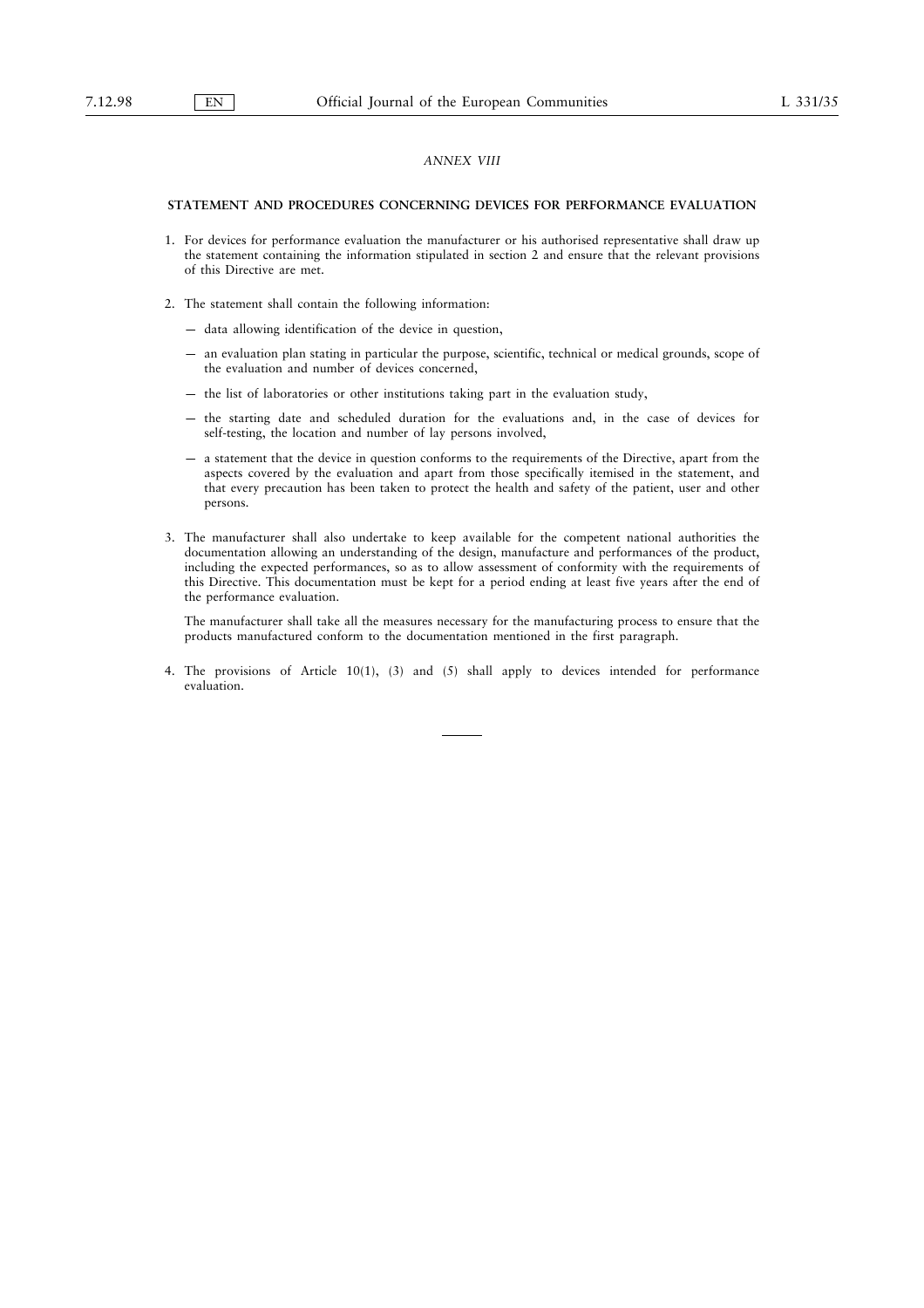*ANNEX VIII*

## STATEMENT AND PROCEDURES CONCERNING DEVICES FOR PERFORMANCE EVALUATION

1. For devices for performance evaluation the manufacturer or his authorised representative shall draw up the statement containing the information stipulated in section 2 and ensure that the relevant provisions of this Directive are met.

2. The statement shall contain the following information:

   — data allowing identification of the device in question,

   — an evaluation plan stating in particular the purpose, scientific, technical or medical grounds, scope of the evaluation and number of devices concerned,

   — the list of laboratories or other institutions taking part in the evaluation study,

   — the starting date and scheduled duration for the evaluations and, in the case of devices for self-testing, the location and number of lay persons involved,

   — a statement that the device in question conforms to the requirements of the Directive, apart from the aspects covered by the evaluation and apart from those specifically itemised in the statement, and that every precaution has been taken to protect the health and safety of the patient, user and other persons.

3. The manufacturer shall also undertake to keep available for the competent national authorities the documentation allowing an understanding of the design, manufacture and performances of the product, including the expected performances, so as to allow assessment of conformity with the requirements of this Directive. This documentation must be kept for a period ending at least five years after the end of the performance evaluation.

   The manufacturer shall take all the measures necessary for the manufacturing process to ensure that the products manufactured conform to the documentation mentioned in the first paragraph.

4. The provisions of Article 10(1), (3) and (5) shall apply to devices intended for performance evaluation.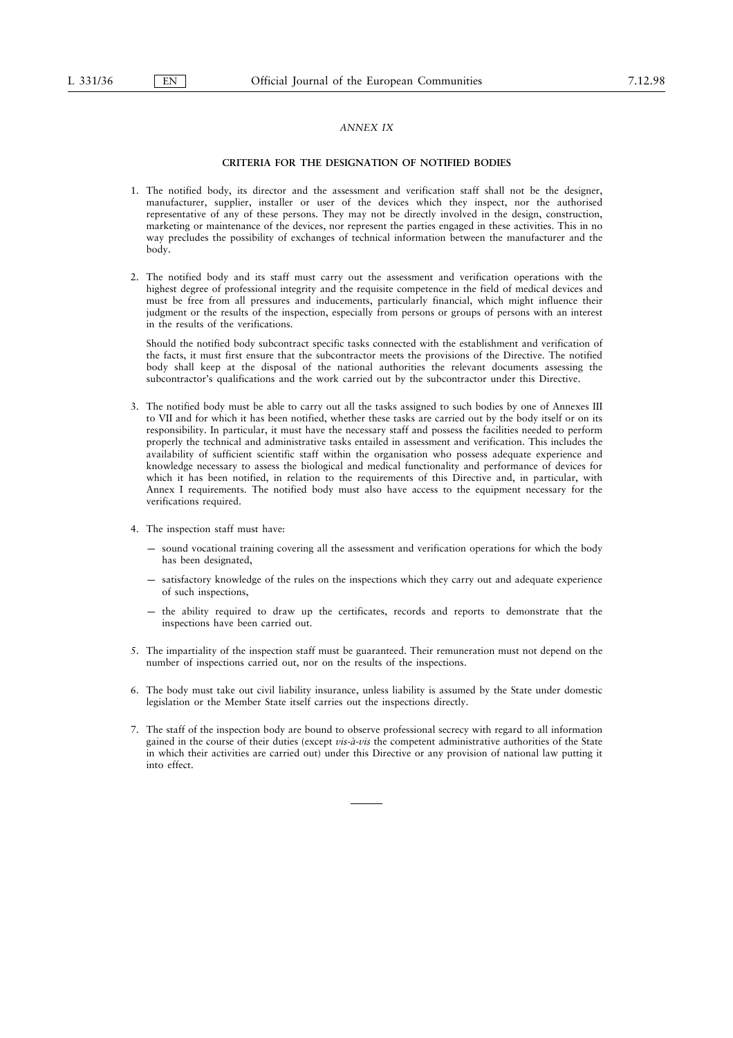*ANNEX IX*

## CRITERIA FOR THE DESIGNATION OF NOTIFIED BODIES

1. The notified body, its director and the assessment and verification staff shall not be the designer, manufacturer, supplier, installer or user of the devices which they inspect, nor the authorised representative of any of these persons. They may not be directly involved in the design, construction, marketing or maintenance of the devices, nor represent the parties engaged in these activities. This in no way precludes the possibility of exchanges of technical information between the manufacturer and the body.

2. The notified body and its staff must carry out the assessment and verification operations with the highest degree of professional integrity and the requisite competence in the field of medical devices and must be free from all pressures and inducements, particularly financial, which might influence their judgment or the results of the inspection, especially from persons or groups of persons with an interest in the results of the verifications.

   Should the notified body subcontract specific tasks connected with the establishment and verification of the facts, it must first ensure that the subcontractor meets the provisions of the Directive. The notified body shall keep at the disposal of the national authorities the relevant documents assessing the subcontractor's qualifications and the work carried out by the subcontractor under this Directive.

3. The notified body must be able to carry out all the tasks assigned to such bodies by one of Annexes III to VII and for which it has been notified, whether these tasks are carried out by the body itself or on its responsibility. In particular, it must have the necessary staff and possess the facilities needed to perform properly the technical and administrative tasks entailed in assessment and verification. This includes the availability of sufficient scientific staff within the organisation who possess adequate experience and knowledge necessary to assess the biological and medical functionality and performance of devices for which it has been notified, in relation to the requirements of this Directive and, in particular, with Annex I requirements. The notified body must also have access to the equipment necessary for the verifications required.

4. The inspection staff must have:

   — sound vocational training covering all the assessment and verification operations for which the body has been designated,

   — satisfactory knowledge of the rules on the inspections which they carry out and adequate experience of such inspections,

   — the ability required to draw up the certificates, records and reports to demonstrate that the inspections have been carried out.

5. The impartiality of the inspection staff must be guaranteed. Their remuneration must not depend on the number of inspections carried out, nor on the results of the inspections.

6. The body must take out civil liability insurance, unless liability is assumed by the State under domestic legislation or the Member State itself carries out the inspections directly.

7. The staff of the inspection body are bound to observe professional secrecy with regard to all information gained in the course of their duties (except *vis-à-vis* the competent administrative authorities of the State in which their activities are carried out) under this Directive or any provision of national law putting it into effect.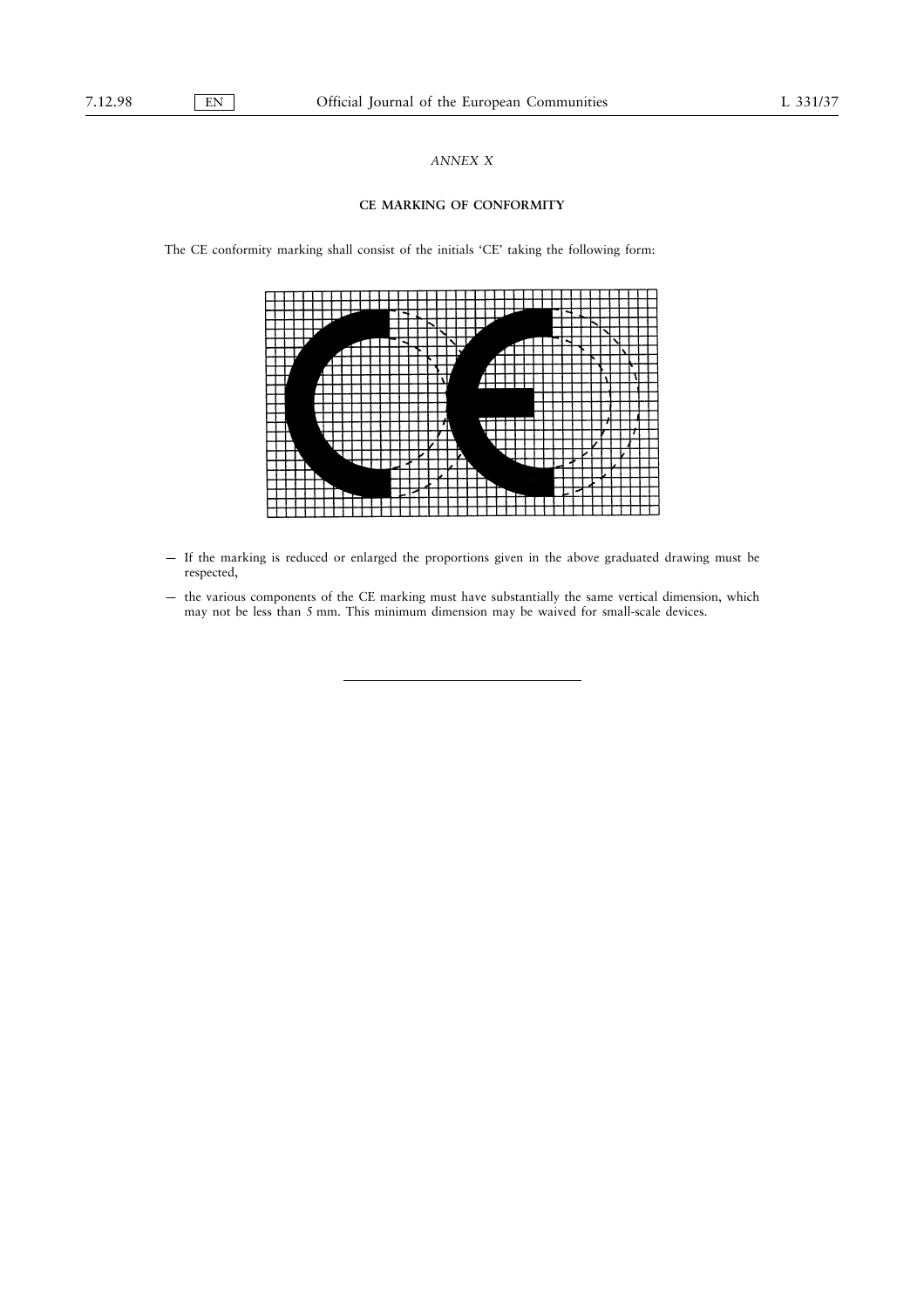*ANNEX X*

**CE MARKING OF CONFORMITY**

The CE conformity marking shall consist of the initials 'CE' taking the following form:

— If the marking is reduced or enlarged the proportions given in the above graduated drawing must be respected,

— the various components of the CE marking must have substantially the same vertical dimension, which may not be less than 5 mm. This minimum dimension may be waived for small-scale devices.